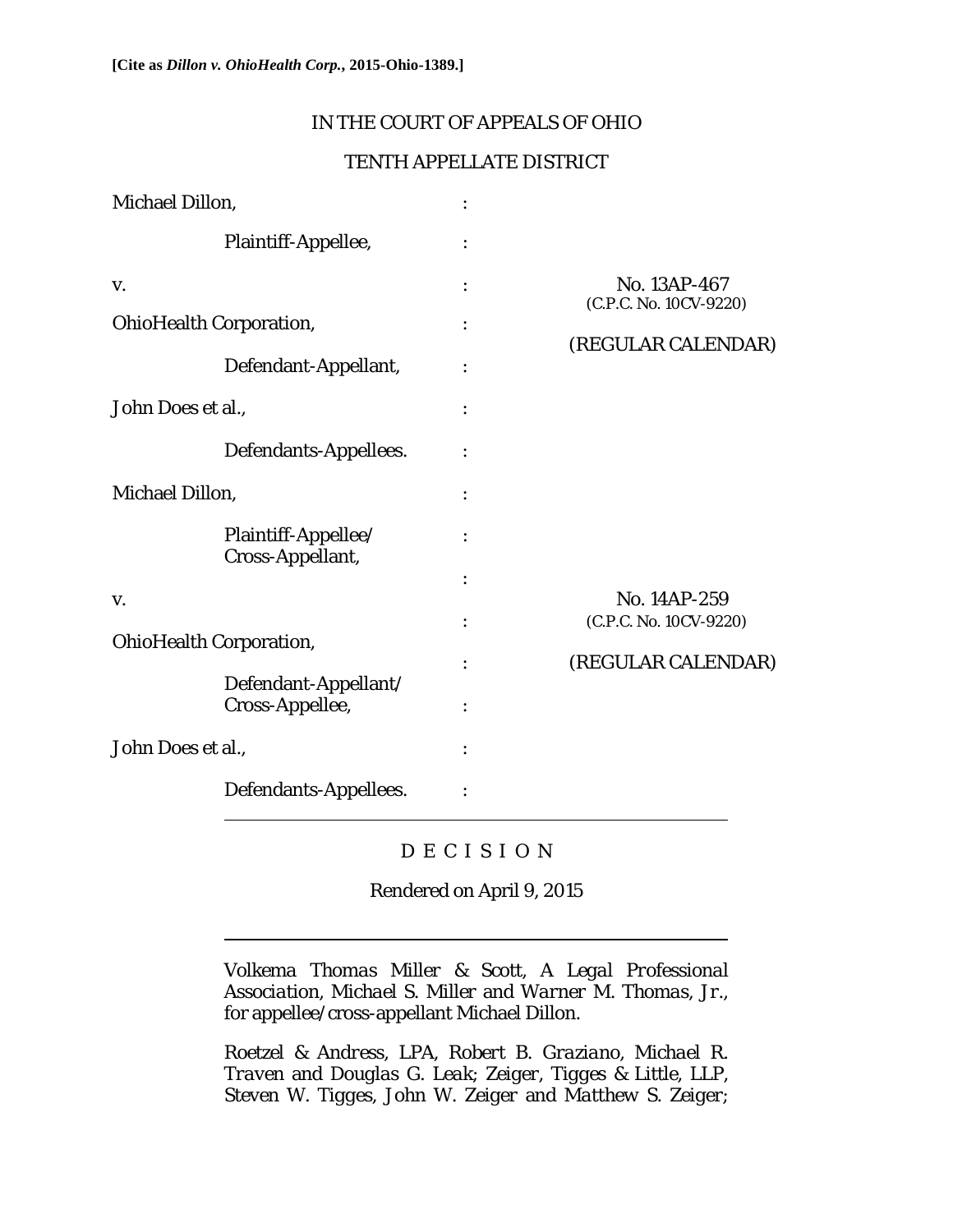**[Cite as *Dillon v. OhioHealth Corp.*, 2015-Ohio-1389.]**

IN THE COURT OF APPEALS OF OHIO

TENTH APPELLATE DISTRICT

| | | |
|---|---|---|
| Michael Dillon, | : | |
| Plaintiff-Appellee, | : | |
| v. | : | No. 13AP-467 (C.P.C. No. 10CV-9220) |
| OhioHealth Corporation, | : | (REGULAR CALENDAR) |
| Defendant-Appellant, | : | |
| John Does et al., | : | |
| Defendants-Appellees. | : | |
| Michael Dillon, | : | |
| Plaintiff-Appellee/ Cross-Appellant, | : | |
| | : | |
| v. | : | No. 14AP-259 (C.P.C. No. 10CV-9220) |
| OhioHealth Corporation, | : | (REGULAR CALENDAR) |
| Defendant-Appellant/ Cross-Appellee, | : | |
| John Does et al., | : | |
| Defendants-Appellees. | : | |

D E C I S I O N

Rendered on April 9, 2015

*Volkema Thomas Miller & Scott, A Legal Professional Association, Michael S. Miller* and *Warner M. Thomas, Jr.*, for appellee/cross-appellant Michael Dillon.

*Roetzel & Andress, LPA, Robert B. Graziano, Michael R. Traven* and *Douglas G. Leak*; *Zeiger, Tigges & Little, LLP, Steven W. Tigges, John W. Zeiger* and *Matthew S. Zeiger*;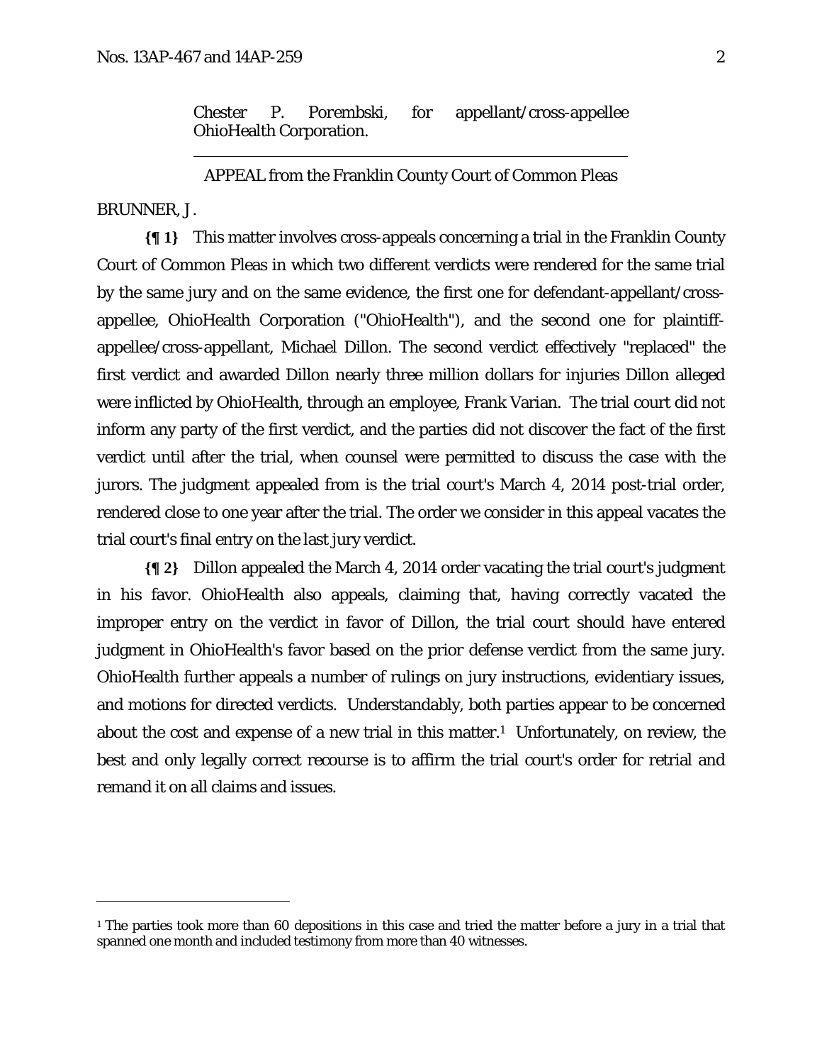Chester P. Porembski, for appellant/cross-appellee OhioHealth Corporation.

---

APPEAL from the Franklin County Court of Common Pleas

BRUNNER, J.

**{¶ 1}** This matter involves cross-appeals concerning a trial in the Franklin County Court of Common Pleas in which two different verdicts were rendered for the same trial by the same jury and on the same evidence, the first one for defendant-appellant/cross-appellee, OhioHealth Corporation ("OhioHealth"), and the second one for plaintiff-appellee/cross-appellant, Michael Dillon. The second verdict effectively "replaced" the first verdict and awarded Dillon nearly three million dollars for injuries Dillon alleged were inflicted by OhioHealth, through an employee, Frank Varian. The trial court did not inform any party of the first verdict, and the parties did not discover the fact of the first verdict until after the trial, when counsel were permitted to discuss the case with the jurors. The judgment appealed from is the trial court's March 4, 2014 post-trial order, rendered close to one year after the trial. The order we consider in this appeal vacates the trial court's final entry on the last jury verdict.

**{¶ 2}** Dillon appealed the March 4, 2014 order vacating the trial court's judgment in his favor. OhioHealth also appeals, claiming that, having correctly vacated the improper entry on the verdict in favor of Dillon, the trial court should have entered judgment in OhioHealth's favor based on the prior defense verdict from the same jury. OhioHealth further appeals a number of rulings on jury instructions, evidentiary issues, and motions for directed verdicts. Understandably, both parties appear to be concerned about the cost and expense of a new trial in this matter.[1] Unfortunately, on review, the best and only legally correct recourse is to affirm the trial court's order for retrial and remand it on all claims and issues.

---

[1] The parties took more than 60 depositions in this case and tried the matter before a jury in a trial that spanned one month and included testimony from more than 40 witnesses.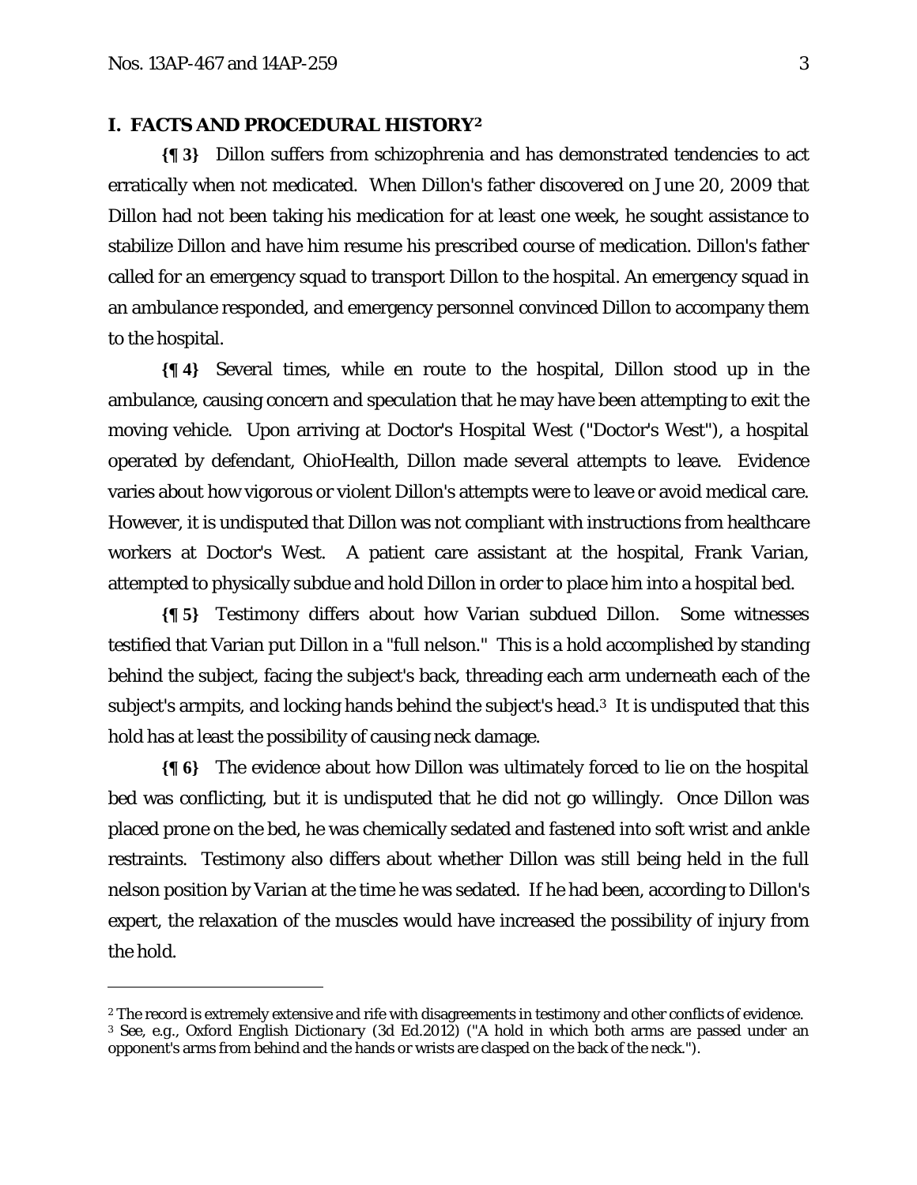## I. FACTS AND PROCEDURAL HISTORY[2]

**{¶ 3}** Dillon suffers from schizophrenia and has demonstrated tendencies to act erratically when not medicated. When Dillon's father discovered on June 20, 2009 that Dillon had not been taking his medication for at least one week, he sought assistance to stabilize Dillon and have him resume his prescribed course of medication. Dillon's father called for an emergency squad to transport Dillon to the hospital. An emergency squad in an ambulance responded, and emergency personnel convinced Dillon to accompany them to the hospital.

**{¶ 4}** Several times, while en route to the hospital, Dillon stood up in the ambulance, causing concern and speculation that he may have been attempting to exit the moving vehicle. Upon arriving at Doctor's Hospital West ("Doctor's West"), a hospital operated by defendant, OhioHealth, Dillon made several attempts to leave. Evidence varies about how vigorous or violent Dillon's attempts were to leave or avoid medical care. However, it is undisputed that Dillon was not compliant with instructions from healthcare workers at Doctor's West. A patient care assistant at the hospital, Frank Varian, attempted to physically subdue and hold Dillon in order to place him into a hospital bed.

**{¶ 5}** Testimony differs about how Varian subdued Dillon. Some witnesses testified that Varian put Dillon in a "full nelson." This is a hold accomplished by standing behind the subject, facing the subject's back, threading each arm underneath each of the subject's armpits, and locking hands behind the subject's head.[3] It is undisputed that this hold has at least the possibility of causing neck damage.

**{¶ 6}** The evidence about how Dillon was ultimately forced to lie on the hospital bed was conflicting, but it is undisputed that he did not go willingly. Once Dillon was placed prone on the bed, he was chemically sedated and fastened into soft wrist and ankle restraints. Testimony also differs about whether Dillon was still being held in the full nelson position by Varian at the time he was sedated. If he had been, according to Dillon's expert, the relaxation of the muscles would have increased the possibility of injury from the hold.

---

[2] The record is extremely extensive and rife with disagreements in testimony and other conflicts of evidence.

[3] *See, e.g.,* Oxford English Dictionary (3d Ed.2012) ("A hold in which both arms are passed under an opponent's arms from behind and the hands or wrists are clasped on the back of the neck.").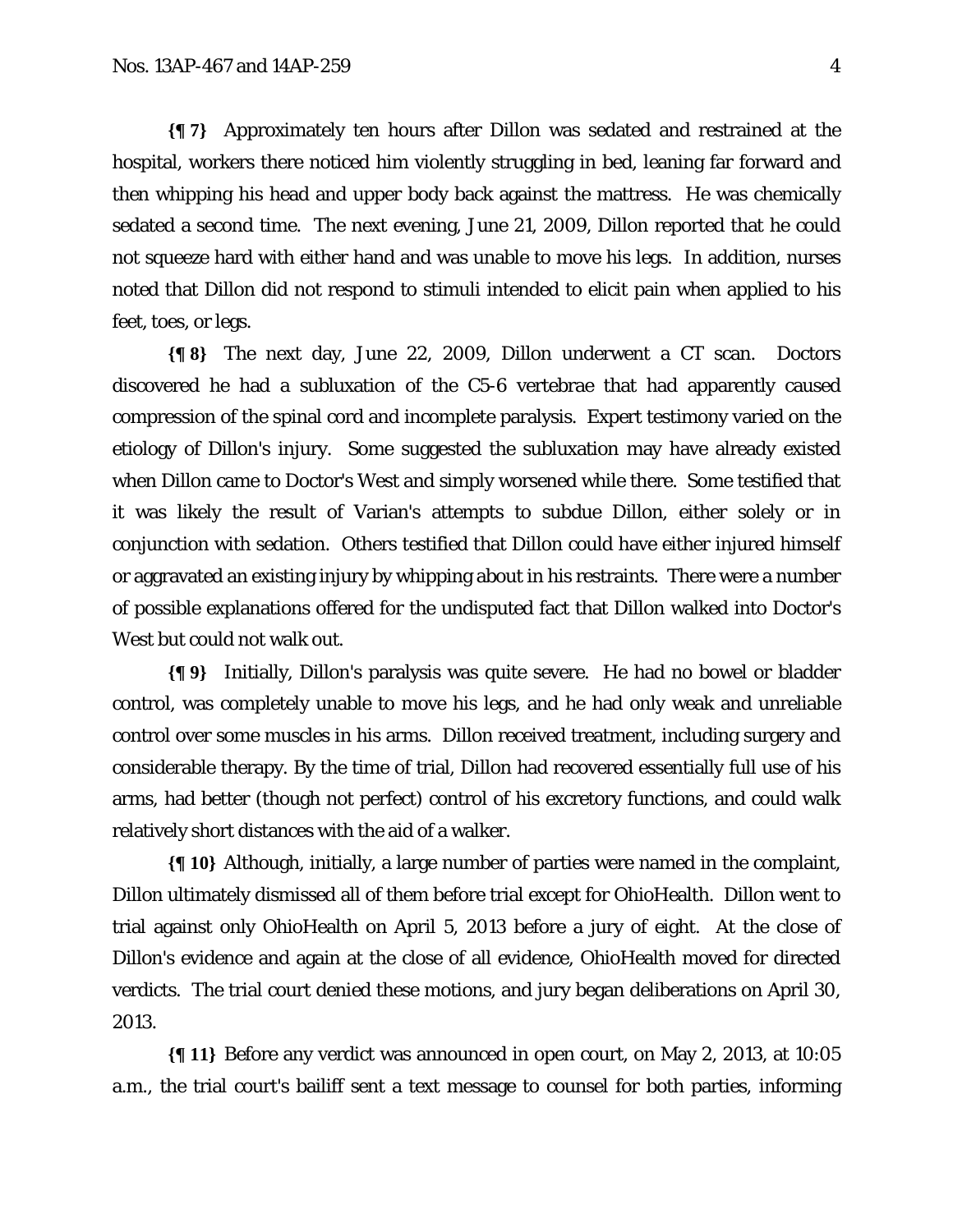**{¶ 7}** Approximately ten hours after Dillon was sedated and restrained at the hospital, workers there noticed him violently struggling in bed, leaning far forward and then whipping his head and upper body back against the mattress. He was chemically sedated a second time. The next evening, June 21, 2009, Dillon reported that he could not squeeze hard with either hand and was unable to move his legs. In addition, nurses noted that Dillon did not respond to stimuli intended to elicit pain when applied to his feet, toes, or legs.

**{¶ 8}** The next day, June 22, 2009, Dillon underwent a CT scan. Doctors discovered he had a subluxation of the C5-6 vertebrae that had apparently caused compression of the spinal cord and incomplete paralysis. Expert testimony varied on the etiology of Dillon's injury. Some suggested the subluxation may have already existed when Dillon came to Doctor's West and simply worsened while there. Some testified that it was likely the result of Varian's attempts to subdue Dillon, either solely or in conjunction with sedation. Others testified that Dillon could have either injured himself or aggravated an existing injury by whipping about in his restraints. There were a number of possible explanations offered for the undisputed fact that Dillon walked into Doctor's West but could not walk out.

**{¶ 9}** Initially, Dillon's paralysis was quite severe. He had no bowel or bladder control, was completely unable to move his legs, and he had only weak and unreliable control over some muscles in his arms. Dillon received treatment, including surgery and considerable therapy. By the time of trial, Dillon had recovered essentially full use of his arms, had better (though not perfect) control of his excretory functions, and could walk relatively short distances with the aid of a walker.

**{¶ 10}** Although, initially, a large number of parties were named in the complaint, Dillon ultimately dismissed all of them before trial except for OhioHealth. Dillon went to trial against only OhioHealth on April 5, 2013 before a jury of eight. At the close of Dillon's evidence and again at the close of all evidence, OhioHealth moved for directed verdicts. The trial court denied these motions, and jury began deliberations on April 30, 2013.

**{¶ 11}** Before any verdict was announced in open court, on May 2, 2013, at 10:05 a.m., the trial court's bailiff sent a text message to counsel for both parties, informing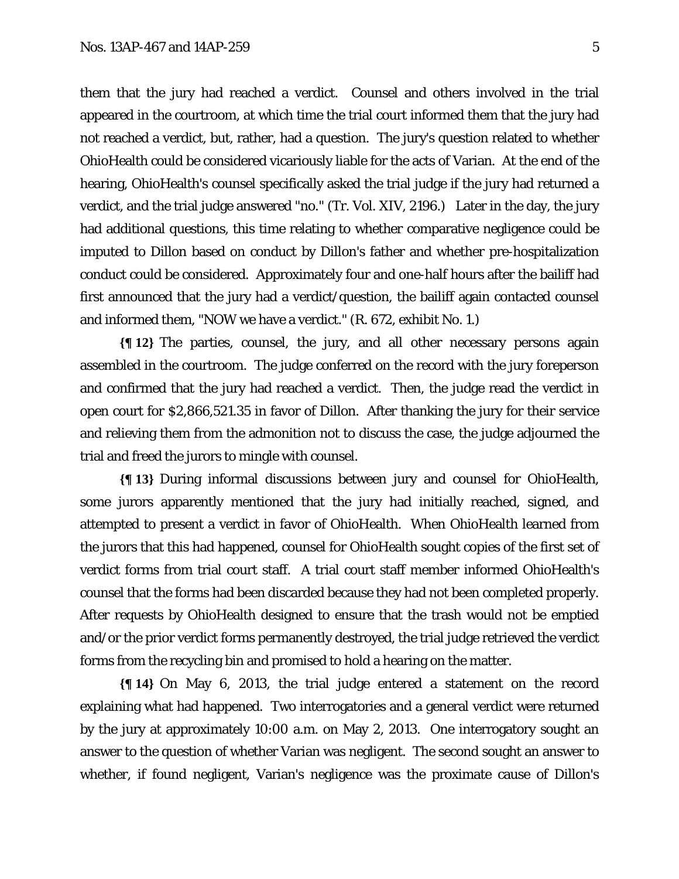them that the jury had reached a verdict. Counsel and others involved in the trial appeared in the courtroom, at which time the trial court informed them that the jury had not reached a verdict, but, rather, had a question. The jury's question related to whether OhioHealth could be considered vicariously liable for the acts of Varian. At the end of the hearing, OhioHealth's counsel specifically asked the trial judge if the jury had returned a verdict, and the trial judge answered "no." (Tr. Vol. XIV, 2196.) Later in the day, the jury had additional questions, this time relating to whether comparative negligence could be imputed to Dillon based on conduct by Dillon's father and whether pre-hospitalization conduct could be considered. Approximately four and one-half hours after the bailiff had first announced that the jury had a verdict/question, the bailiff again contacted counsel and informed them, "NOW we have a verdict." (R. 672, exhibit No. 1.)

**{¶ 12}** The parties, counsel, the jury, and all other necessary persons again assembled in the courtroom. The judge conferred on the record with the jury foreperson and confirmed that the jury had reached a verdict. Then, the judge read the verdict in open court for $2,866,521.35 in favor of Dillon. After thanking the jury for their service and relieving them from the admonition not to discuss the case, the judge adjourned the trial and freed the jurors to mingle with counsel.

**{¶ 13}** During informal discussions between jury and counsel for OhioHealth, some jurors apparently mentioned that the jury had initially reached, signed, and attempted to present a verdict in favor of OhioHealth. When OhioHealth learned from the jurors that this had happened, counsel for OhioHealth sought copies of the first set of verdict forms from trial court staff. A trial court staff member informed OhioHealth's counsel that the forms had been discarded because they had not been completed properly. After requests by OhioHealth designed to ensure that the trash would not be emptied and/or the prior verdict forms permanently destroyed, the trial judge retrieved the verdict forms from the recycling bin and promised to hold a hearing on the matter.

**{¶ 14}** On May 6, 2013, the trial judge entered a statement on the record explaining what had happened. Two interrogatories and a general verdict were returned by the jury at approximately 10:00 a.m. on May 2, 2013. One interrogatory sought an answer to the question of whether Varian was negligent. The second sought an answer to whether, if found negligent, Varian's negligence was the proximate cause of Dillon's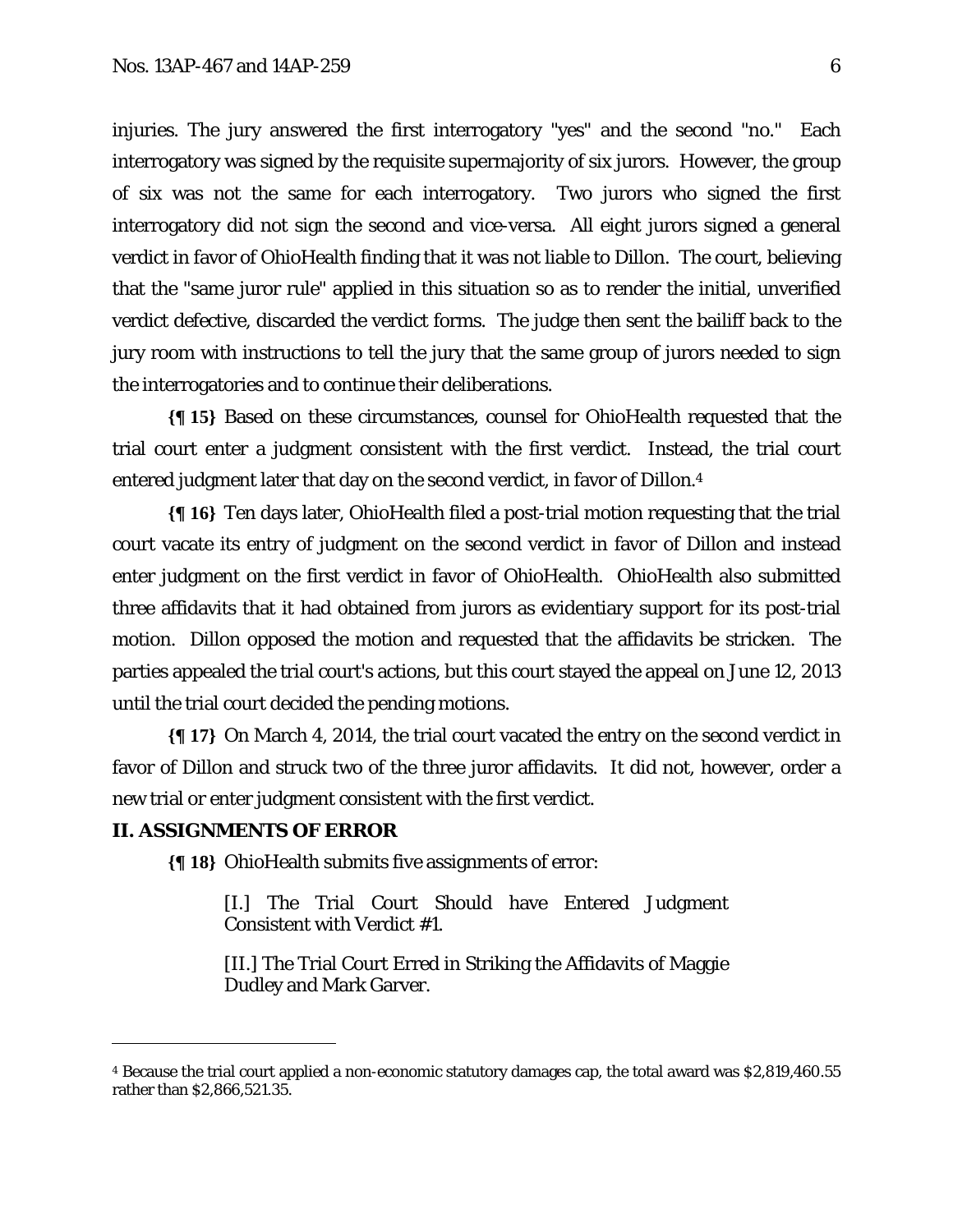injuries. The jury answered the first interrogatory "yes" and the second "no." Each interrogatory was signed by the requisite supermajority of six jurors. However, the group of six was not the same for each interrogatory. Two jurors who signed the first interrogatory did not sign the second and vice-versa. All eight jurors signed a general verdict in favor of OhioHealth finding that it was not liable to Dillon. The court, believing that the "same juror rule" applied in this situation so as to render the initial, unverified verdict defective, discarded the verdict forms. The judge then sent the bailiff back to the jury room with instructions to tell the jury that the same group of jurors needed to sign the interrogatories and to continue their deliberations.

**{¶ 15}** Based on these circumstances, counsel for OhioHealth requested that the trial court enter a judgment consistent with the first verdict. Instead, the trial court entered judgment later that day on the second verdict, in favor of Dillon.[4]

**{¶ 16}** Ten days later, OhioHealth filed a post-trial motion requesting that the trial court vacate its entry of judgment on the second verdict in favor of Dillon and instead enter judgment on the first verdict in favor of OhioHealth. OhioHealth also submitted three affidavits that it had obtained from jurors as evidentiary support for its post-trial motion. Dillon opposed the motion and requested that the affidavits be stricken. The parties appealed the trial court's actions, but this court stayed the appeal on June 12, 2013 until the trial court decided the pending motions.

**{¶ 17}** On March 4, 2014, the trial court vacated the entry on the second verdict in favor of Dillon and struck two of the three juror affidavits. It did not, however, order a new trial or enter judgment consistent with the first verdict.

## II. ASSIGNMENTS OF ERROR

**{¶ 18}** OhioHealth submits five assignments of error:

> [I.] The Trial Court Should have Entered Judgment Consistent with Verdict #1.
>
> [II.] The Trial Court Erred in Striking the Affidavits of Maggie Dudley and Mark Garver.

---

[4] Because the trial court applied a non-economic statutory damages cap, the total award was $2,819,460.55 rather than $2,866,521.35.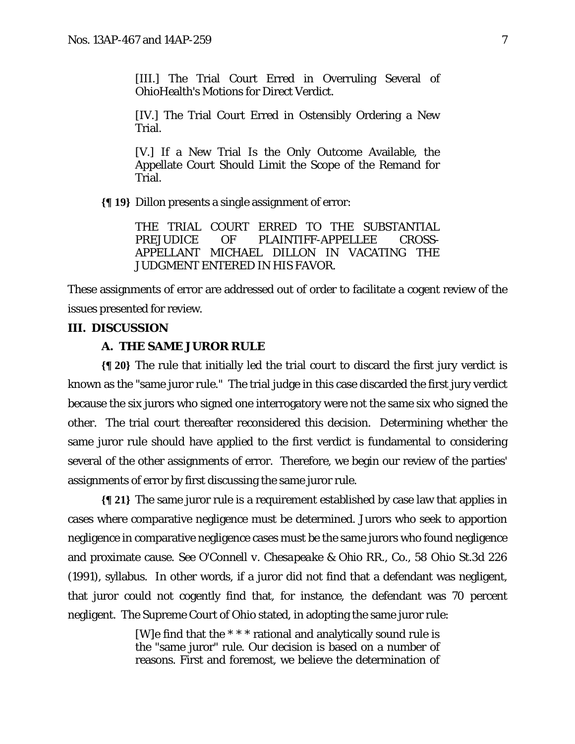> [III.] The Trial Court Erred in Overruling Several of OhioHealth's Motions for Direct Verdict.
>
> [IV.] The Trial Court Erred in Ostensibly Ordering a New Trial.
>
> [V.] If a New Trial Is the Only Outcome Available, the Appellate Court Should Limit the Scope of the Remand for Trial.

**{¶ 19}** Dillon presents a single assignment of error:

> THE TRIAL COURT ERRED TO THE SUBSTANTIAL PREJUDICE OF PLAINTIFF-APPELLEE CROSS-APPELLANT MICHAEL DILLON IN VACATING THE JUDGMENT ENTERED IN HIS FAVOR.

These assignments of error are addressed out of order to facilitate a cogent review of the issues presented for review.

## III. DISCUSSION

### A. THE SAME JUROR RULE

**{¶ 20}** The rule that initially led the trial court to discard the first jury verdict is known as the "same juror rule." The trial judge in this case discarded the first jury verdict because the six jurors who signed one interrogatory were not the same six who signed the other. The trial court thereafter reconsidered this decision. Determining whether the same juror rule should have applied to the first verdict is fundamental to considering several of the other assignments of error. Therefore, we begin our review of the parties' assignments of error by first discussing the same juror rule.

**{¶ 21}** The same juror rule is a requirement established by case law that applies in cases where comparative negligence must be determined. Jurors who seek to apportion negligence in comparative negligence cases must be the same jurors who found negligence and proximate cause. *See O'Connell v. Chesapeake & Ohio RR., Co.*, 58 Ohio St.3d 226 (1991), syllabus. In other words, if a juror did not find that a defendant was negligent, that juror could not cogently find that, for instance, the defendant was 70 percent negligent. The Supreme Court of Ohio stated, in adopting the same juror rule:

> [W]e find that the * * * rational and analytically sound rule is the "same juror" rule. Our decision is based on a number of reasons. First and foremost, we believe the determination of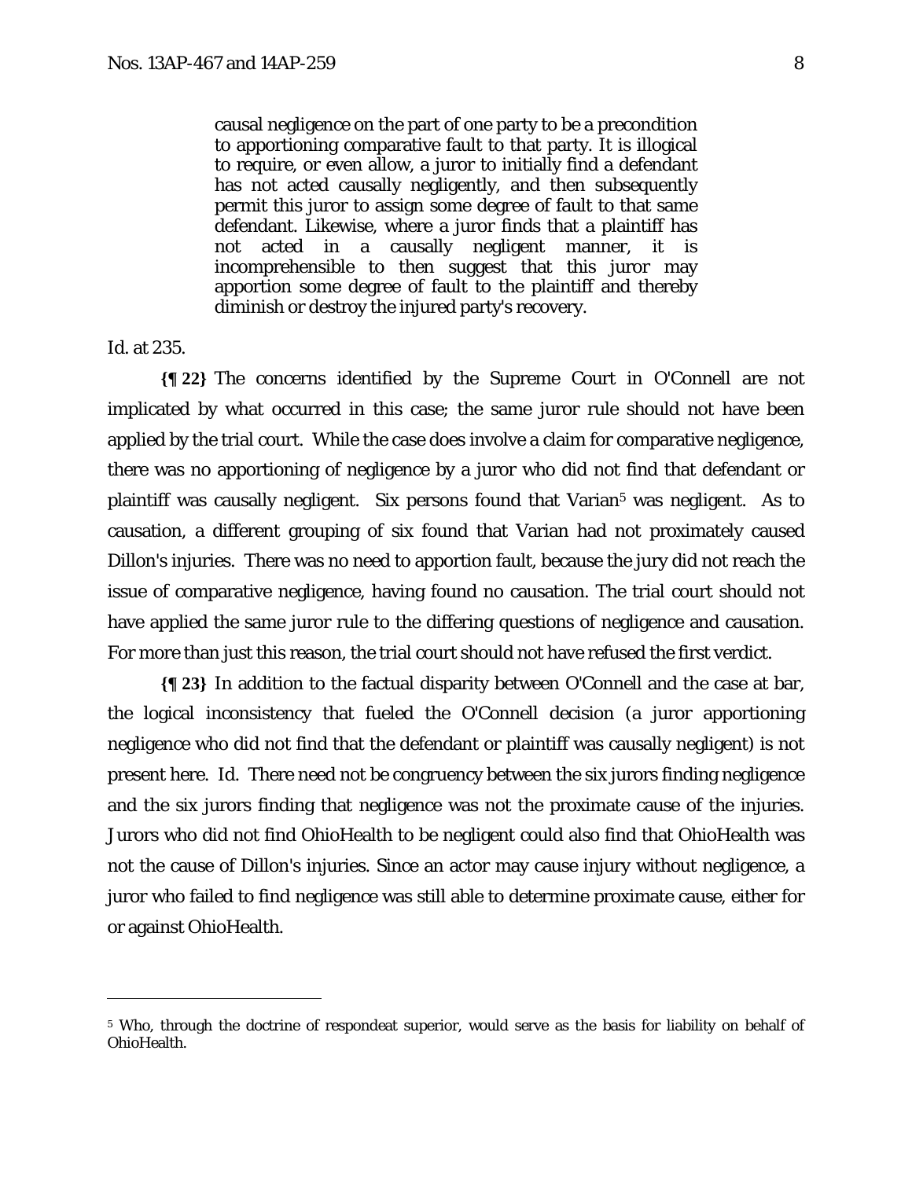> causal negligence on the part of one party to be a precondition to apportioning comparative fault to that party. It is illogical to require, or even allow, a juror to initially find a defendant has not acted causally negligently, and then subsequently permit this juror to assign some degree of fault to that same defendant. Likewise, where a juror finds that a plaintiff has not acted in a causally negligent manner, it is incomprehensible to then suggest that this juror may apportion some degree of fault to the plaintiff and thereby diminish or destroy the injured party's recovery.

Id. at 235.

**{¶ 22}** The concerns identified by the Supreme Court in O'Connell are not implicated by what occurred in this case; the same juror rule should not have been applied by the trial court. While the case does involve a claim for comparative negligence, there was no apportioning of negligence by a juror who did not find that defendant or plaintiff was causally negligent. Six persons found that Varian[5] was negligent. As to causation, a different grouping of six found that Varian had not proximately caused Dillon's injuries. There was no need to apportion fault, because the jury did not reach the issue of comparative negligence, having found no causation. The trial court should not have applied the same juror rule to the differing questions of negligence and causation. For more than just this reason, the trial court should not have refused the first verdict.

**{¶ 23}** In addition to the factual disparity between O'Connell and the case at bar, the logical inconsistency that fueled the O'Connell decision (a juror apportioning negligence who did not find that the defendant or plaintiff was causally negligent) is not present here. Id. There need not be congruency between the six jurors finding negligence and the six jurors finding that negligence was not the proximate cause of the injuries. Jurors who did not find OhioHealth to be negligent could also find that OhioHealth was not the cause of Dillon's injuries. Since an actor may cause injury without negligence, a juror who failed to find negligence was still able to determine proximate cause, either for or against OhioHealth.

---

[5] Who, through the doctrine of respondeat superior, would serve as the basis for liability on behalf of OhioHealth.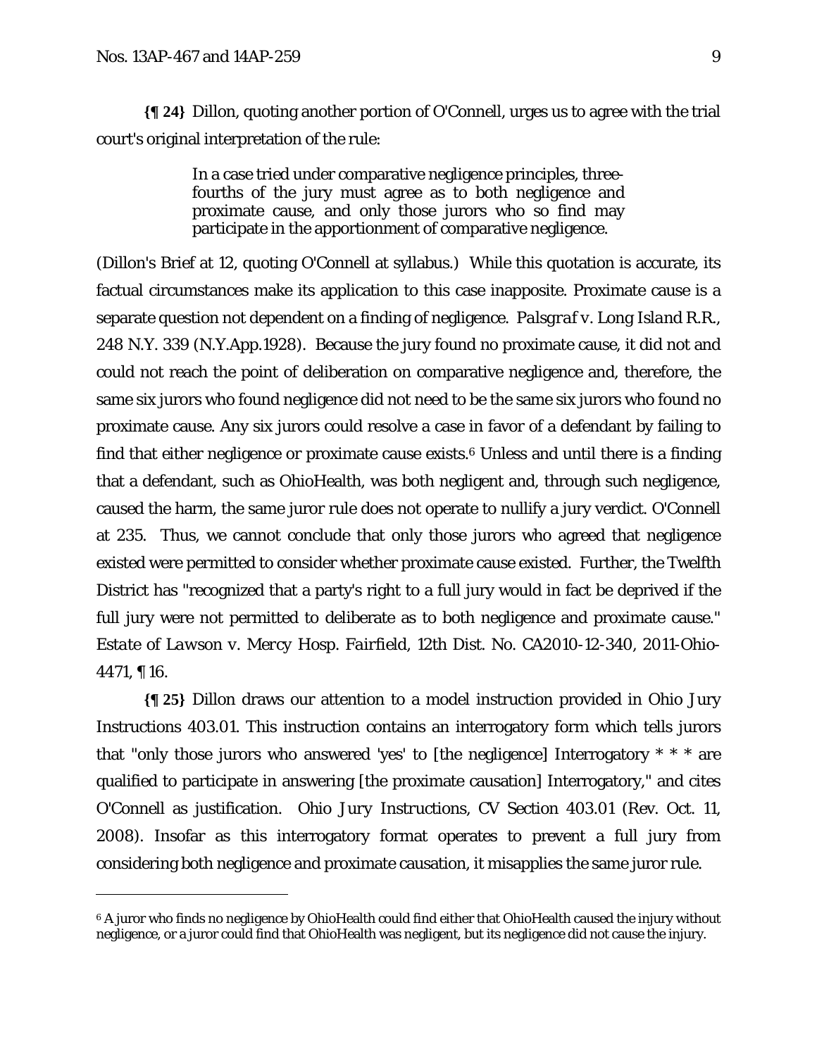**{¶ 24}** Dillon, quoting another portion of O'Connell, urges us to agree with the trial court's original interpretation of the rule:

> In a case tried under comparative negligence principles, three-fourths of the jury must agree as to both negligence and proximate cause, and only those jurors who so find may participate in the apportionment of comparative negligence.

(Dillon's Brief at 12, quoting O'Connell at syllabus.) While this quotation is accurate, its factual circumstances make its application to this case inapposite. Proximate cause is a separate question not dependent on a finding of negligence. *Palsgraf v. Long Island R.R.*, 248 N.Y. 339 (N.Y.App.1928). Because the jury found no proximate cause, it did not and could not reach the point of deliberation on comparative negligence and, therefore, the same six jurors who found negligence did not need to be the same six jurors who found no proximate cause. Any six jurors could resolve a case in favor of a defendant by failing to find that either negligence or proximate cause exists.[6] Unless and until there is a finding that a defendant, such as OhioHealth, was both negligent and, through such negligence, caused the harm, the same juror rule does not operate to nullify a jury verdict. O'Connell at 235. Thus, we cannot conclude that only those jurors who agreed that negligence existed were permitted to consider whether proximate cause existed. Further, the Twelfth District has "recognized that a party's right to a full jury would in fact be deprived if the full jury were not permitted to deliberate as to both negligence and proximate cause." *Estate of Lawson v. Mercy Hosp. Fairfield*, 12th Dist. No. CA2010-12-340, 2011-Ohio-4471, ¶ 16.

**{¶ 25}** Dillon draws our attention to a model instruction provided in Ohio Jury Instructions 403.01. This instruction contains an interrogatory form which tells jurors that "only those jurors who answered 'yes' to [the negligence] Interrogatory * * * are qualified to participate in answering [the proximate causation] Interrogatory," and cites O'Connell as justification. *Ohio Jury Instructions*, CV Section 403.01 (Rev. Oct. 11, 2008). Insofar as this interrogatory format operates to prevent a full jury from considering both negligence and proximate causation, it misapplies the same juror rule.

---

[6] A juror who finds no negligence by OhioHealth could find either that OhioHealth caused the injury without negligence, or a juror could find that OhioHealth was negligent, but its negligence did not cause the injury.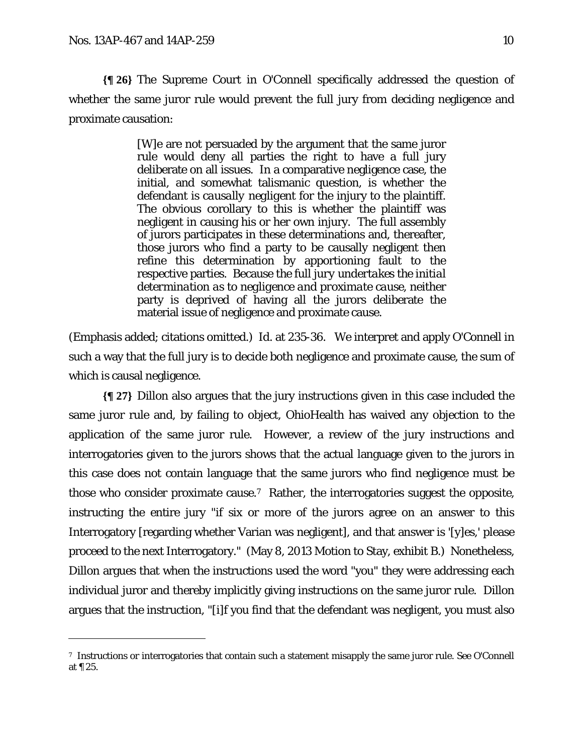**{¶ 26}** The Supreme Court in O'Connell specifically addressed the question of whether the same juror rule would prevent the full jury from deciding negligence and proximate causation:

> [W]e are not persuaded by the argument that the same juror rule would deny all parties the right to have a full jury deliberate on all issues. In a comparative negligence case, the initial, and somewhat talismanic question, is whether the defendant is *causally* negligent for the injury to the plaintiff. The obvious corollary to this is whether the plaintiff was negligent in causing his or her own injury. The full assembly of jurors participates in these determinations and, thereafter, those jurors who find a party to be causally negligent then refine this determination by apportioning fault to the respective parties. *Because the full jury undertakes the initial determination as to negligence and proximate cause*, neither party is deprived of having all the jurors deliberate the material issue of negligence and proximate cause.

(Emphasis added; citations omitted.) Id. at 235-36. We interpret and apply O'Connell in such a way that the full jury is to decide both negligence and proximate cause, the sum of which is causal negligence.

**{¶ 27}** Dillon also argues that the jury instructions given in this case included the same juror rule and, by failing to object, OhioHealth has waived any objection to the application of the same juror rule. However, a review of the jury instructions and interrogatories given to the jurors shows that the actual language given to the jurors in this case does not contain language that the same jurors who find negligence must be those who consider proximate cause.[7] Rather, the interrogatories suggest the opposite, instructing the entire jury "if six or more of the jurors agree on an answer to this Interrogatory [regarding whether Varian was negligent], and that answer is '[y]es,' please proceed to the next Interrogatory." (May 8, 2013 Motion to Stay, exhibit B.) Nonetheless, Dillon argues that when the instructions used the word "you" they were addressing each individual juror and thereby implicitly giving instructions on the same juror rule. Dillon argues that the instruction, "[i]f you find that the defendant was negligent, you must also

---

[7] Instructions or interrogatories that contain such a statement misapply the same juror rule. See O'Connell at ¶ 25.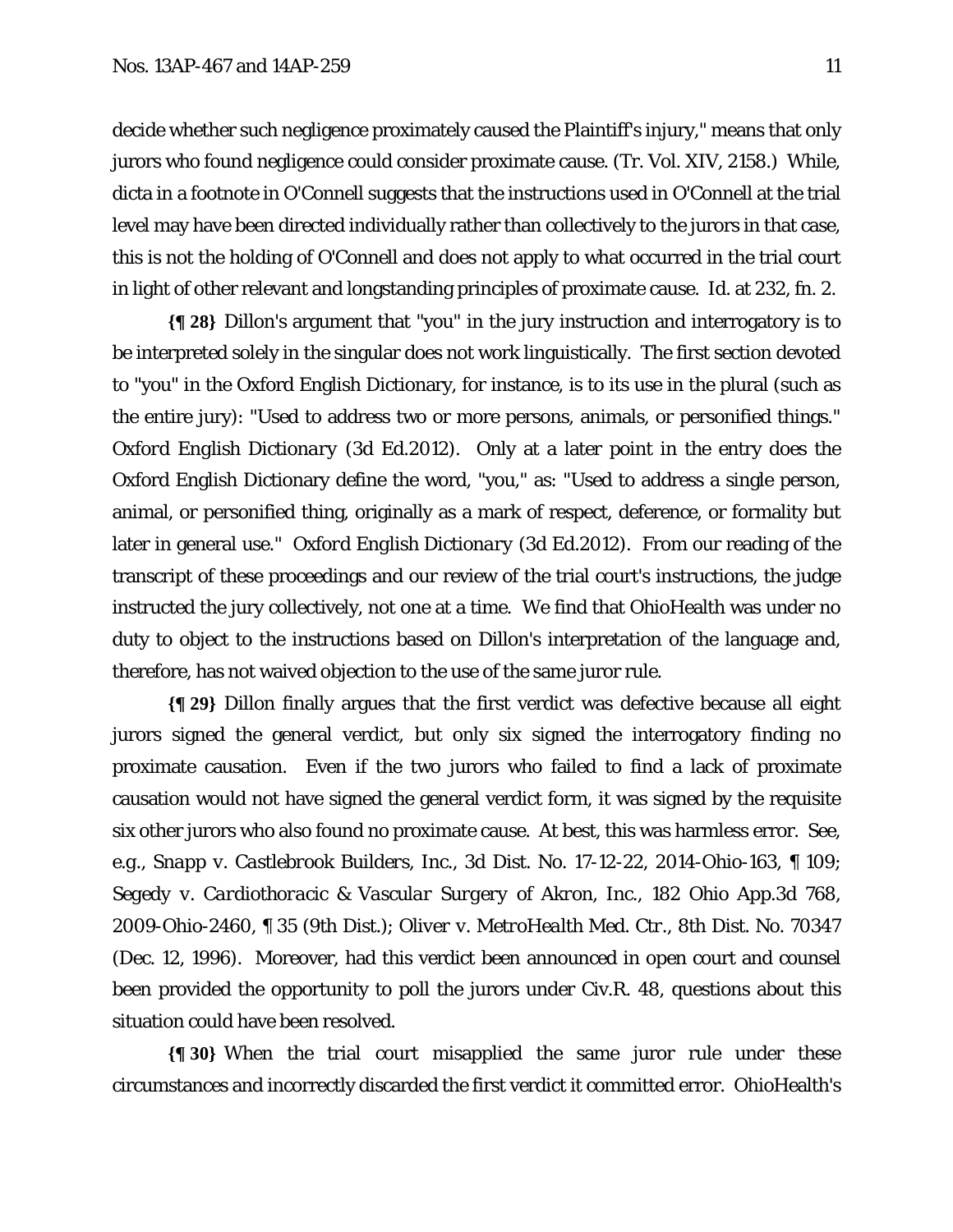decide whether such negligence proximately caused the Plaintiff's injury," means that only jurors who found negligence could consider proximate cause. (Tr. Vol. XIV, 2158.) While, dicta in a footnote in O'Connell suggests that the instructions used in O'Connell at the trial level may have been directed individually rather than collectively to the jurors in that case, this is not the holding of O'Connell and does not apply to what occurred in the trial court in light of other relevant and longstanding principles of proximate cause. Id. at 232, fn. 2.

**{¶ 28}** Dillon's argument that "you" in the jury instruction and interrogatory is to be interpreted solely in the singular does not work linguistically. The first section devoted to "you" in the Oxford English Dictionary, for instance, is to its use in the plural (such as the entire jury): "Used to address two or more persons, animals, or personified things." *Oxford English Dictionary* (3d Ed.2012). Only at a later point in the entry does the Oxford English Dictionary define the word, "you," as: "Used to address a single person, animal, or personified thing, originally as a mark of respect, deference, or formality but later in general use." *Oxford English Dictionary* (3d Ed.2012). From our reading of the transcript of these proceedings and our review of the trial court's instructions, the judge instructed the jury collectively, not one at a time. We find that OhioHealth was under no duty to object to the instructions based on Dillon's interpretation of the language and, therefore, has not waived objection to the use of the same juror rule.

**{¶ 29}** Dillon finally argues that the first verdict was defective because all eight jurors signed the general verdict, but only six signed the interrogatory finding no proximate causation. Even if the two jurors who failed to find a lack of proximate causation would not have signed the general verdict form, it was signed by the requisite six other jurors who also found no proximate cause. At best, this was harmless error. See, e.g., *Snapp v. Castlebrook Builders, Inc.*, 3d Dist. No. 17-12-22, 2014-Ohio-163, ¶ 109; *Segedy v. Cardiothoracic & Vascular Surgery of Akron, Inc.*, 182 Ohio App.3d 768, 2009-Ohio-2460, ¶ 35 (9th Dist.); *Oliver v. MetroHealth Med. Ctr.*, 8th Dist. No. 70347 (Dec. 12, 1996). Moreover, had this verdict been announced in open court and counsel been provided the opportunity to poll the jurors under Civ.R. 48, questions about this situation could have been resolved.

**{¶ 30}** When the trial court misapplied the same juror rule under these circumstances and incorrectly discarded the first verdict it committed error. OhioHealth's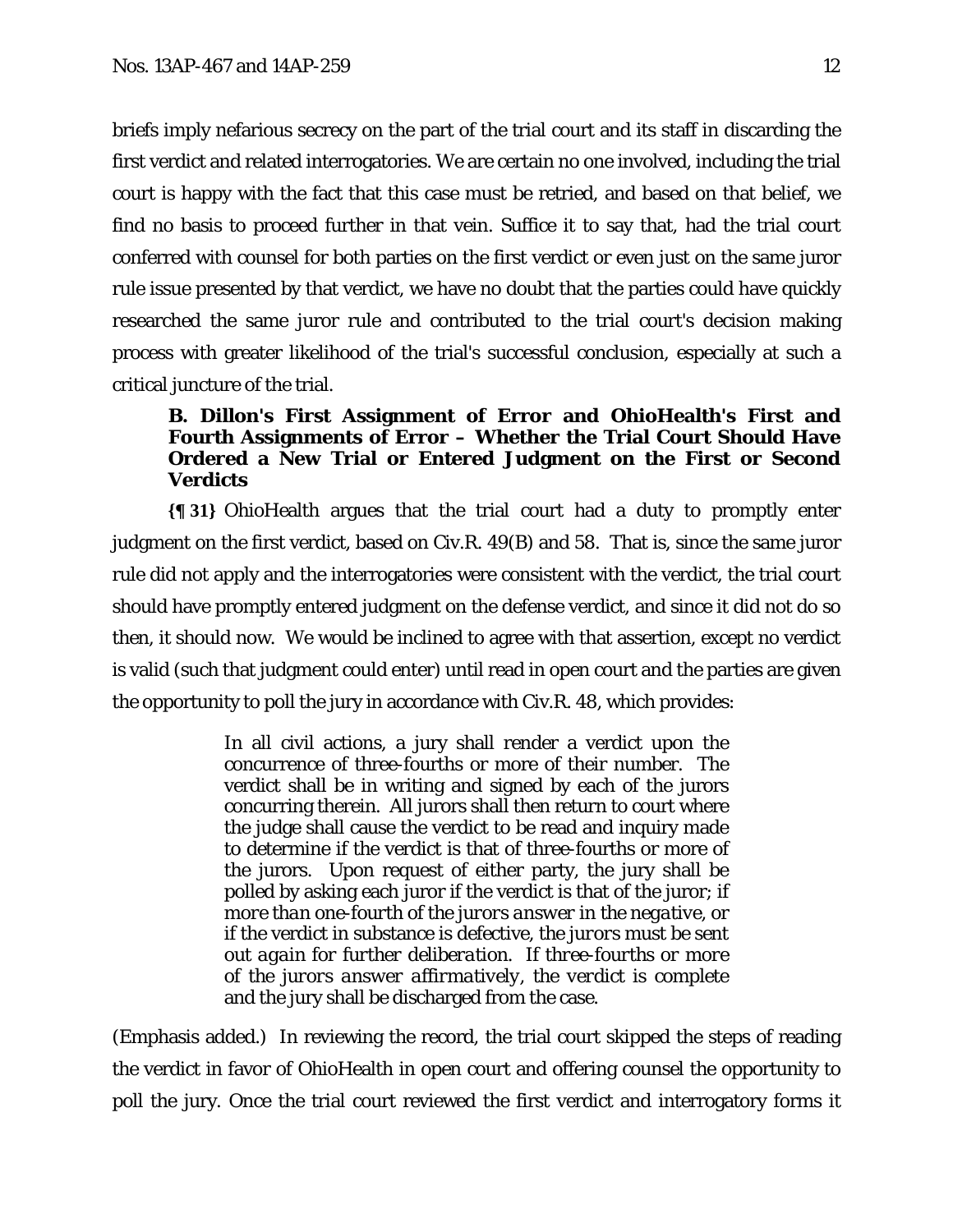briefs imply nefarious secrecy on the part of the trial court and its staff in discarding the first verdict and related interrogatories. We are certain no one involved, including the trial court is happy with the fact that this case must be retried, and based on that belief, we find no basis to proceed further in that vein. Suffice it to say that, had the trial court conferred with counsel for both parties on the first verdict or even just on the same juror rule issue presented by that verdict, we have no doubt that the parties could have quickly researched the same juror rule and contributed to the trial court's decision making process with greater likelihood of the trial's successful conclusion, especially at such a critical juncture of the trial.

**B. Dillon's First Assignment of Error and OhioHealth's First and Fourth Assignments of Error – Whether the Trial Court Should Have Ordered a New Trial or Entered Judgment on the First or Second Verdicts**

**{¶ 31}** OhioHealth argues that the trial court had a duty to promptly enter judgment on the first verdict, based on Civ.R. 49(B) and 58. That is, since the same juror rule did not apply and the interrogatories were consistent with the verdict, the trial court should have promptly entered judgment on the defense verdict, and since it did not do so then, it should now. We would be inclined to agree with that assertion, except no verdict is valid (such that judgment could enter) until read in open court and the parties are given the opportunity to poll the jury in accordance with Civ.R. 48, which provides:

> In all civil actions, a jury shall render a verdict upon the concurrence of three-fourths or more of their number. The verdict shall be in writing and signed by each of the jurors concurring therein. All jurors shall then return to court where the judge shall cause the verdict to be read and inquiry made to determine if the verdict is that of three-fourths or more of the jurors. Upon request of either party, the jury shall be polled by asking each juror if the verdict is that of the juror; if *more than one-fourth of the jurors answer in the negative*, or if the verdict in substance is defective, the *jurors must be sent out again for further deliberation*. If *three-fourths or more of the jurors answer affirmatively*, the *verdict is complete* and the jury shall be discharged from the case.

(Emphasis added.) In reviewing the record, the trial court skipped the steps of reading the verdict in favor of OhioHealth in open court and offering counsel the opportunity to poll the jury. Once the trial court reviewed the first verdict and interrogatory forms it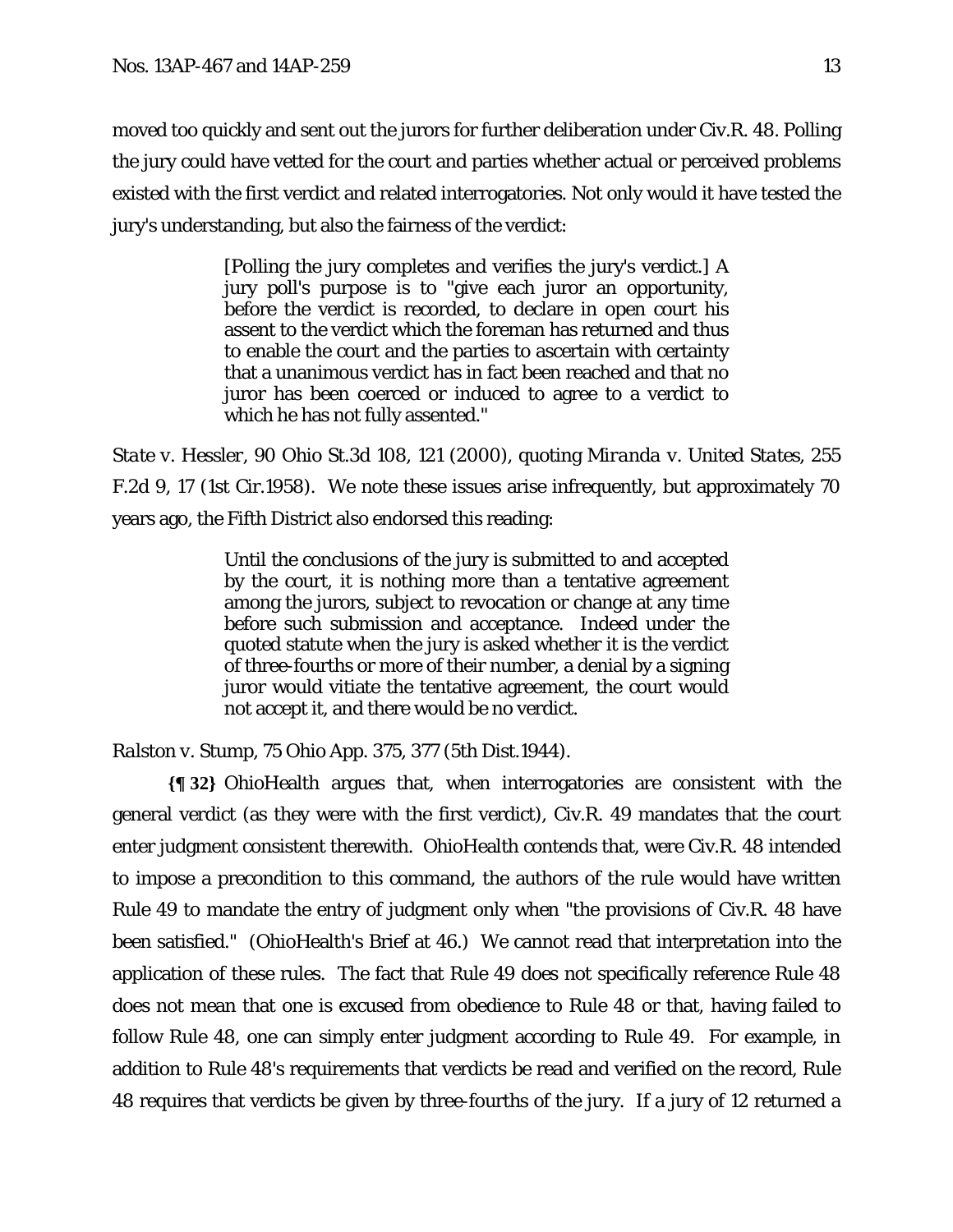moved too quickly and sent out the jurors for further deliberation under Civ.R. 48. Polling the jury could have vetted for the court and parties whether actual or perceived problems existed with the first verdict and related interrogatories. Not only would it have tested the jury's understanding, but also the fairness of the verdict:

> [Polling the jury completes and verifies the jury's verdict.] A jury poll's purpose is to "give each juror an opportunity, before the verdict is recorded, to declare in open court his assent to the verdict which the foreman has returned and thus to enable the court and the parties to ascertain with certainty that a unanimous verdict has in fact been reached and that no juror has been coerced or induced to agree to a verdict to which he has not fully assented."

*State v. Hessler*, 90 Ohio St.3d 108, 121 (2000), quoting *Miranda v. United States*, 255 F.2d 9, 17 (1st Cir.1958). We note these issues arise infrequently, but approximately 70 years ago, the Fifth District also endorsed this reading:

> Until the conclusions of the jury is submitted to and accepted by the court, it is nothing more than a tentative agreement among the jurors, subject to revocation or change at any time before such submission and acceptance. Indeed under the quoted statute when the jury is asked whether it is the verdict of three-fourths or more of their number, a denial by a signing juror would vitiate the tentative agreement, the court would not accept it, and there would be no verdict.

*Ralston v. Stump*, 75 Ohio App. 375, 377 (5th Dist.1944).

**{¶ 32}** OhioHealth argues that, when interrogatories are consistent with the general verdict (as they were with the first verdict), Civ.R. 49 mandates that the court enter judgment consistent therewith. OhioHealth contends that, were Civ.R. 48 intended to impose a precondition to this command, the authors of the rule would have written Rule 49 to mandate the entry of judgment only when "the provisions of Civ.R. 48 have been satisfied." (OhioHealth's Brief at 46.) We cannot read that interpretation into the application of these rules. The fact that Rule 49 does not specifically reference Rule 48 does not mean that one is excused from obedience to Rule 48 or that, having failed to follow Rule 48, one can simply enter judgment according to Rule 49. For example, in addition to Rule 48's requirements that verdicts be read and verified on the record, Rule 48 requires that verdicts be given by three-fourths of the jury. If a jury of 12 returned a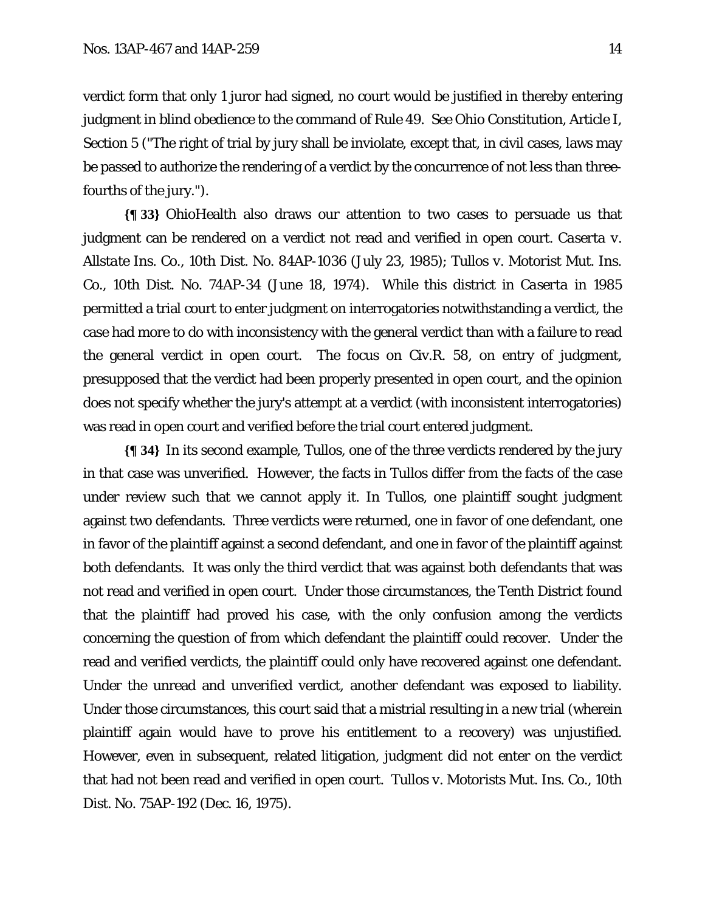verdict form that only 1 juror had signed, no court would be justified in thereby entering judgment in blind obedience to the command of Rule 49. See Ohio Constitution, Article I, Section 5 ("The right of trial by jury shall be inviolate, except that, in civil cases, laws may be passed to authorize the rendering of a verdict by the concurrence of not less than three-fourths of the jury.").

**{¶ 33}** OhioHealth also draws our attention to two cases to persuade us that judgment can be rendered on a verdict not read and verified in open court. *Caserta v. Allstate Ins. Co.*, 10th Dist. No. 84AP-1036 (July 23, 1985); *Tullos v. Motorist Mut. Ins. Co.*, 10th Dist. No. 74AP-34 (June 18, 1974). While this district in *Caserta* in 1985 permitted a trial court to enter judgment on interrogatories notwithstanding a verdict, the case had more to do with inconsistency with the general verdict than with a failure to read the general verdict in open court. The focus on Civ.R. 58, on entry of judgment, presupposed that the verdict had been properly presented in open court, and the opinion does not specify whether the jury's attempt at a verdict (with inconsistent interrogatories) was read in open court and verified before the trial court entered judgment.

**{¶ 34}** In its second example, *Tullos*, one of the three verdicts rendered by the jury in that case was unverified. However, the facts in *Tullos* differ from the facts of the case under review such that we cannot apply it. In *Tullos*, one plaintiff sought judgment against two defendants. Three verdicts were returned, one in favor of one defendant, one in favor of the plaintiff against a second defendant, and one in favor of the plaintiff against both defendants. It was only the third verdict that was against both defendants that was not read and verified in open court. Under those circumstances, the Tenth District found that the plaintiff had proved his case, with the only confusion among the verdicts concerning the question of from which defendant the plaintiff could recover. Under the read and verified verdicts, the plaintiff could only have recovered against one defendant. Under the unread and unverified verdict, another defendant was exposed to liability. Under those circumstances, this court said that a mistrial resulting in a new trial (wherein plaintiff again would have to prove his entitlement to a recovery) was unjustified. However, even in subsequent, related litigation, judgment did not enter on the verdict that had not been read and verified in open court. *Tullos v. Motorists Mut. Ins. Co.*, 10th Dist. No. 75AP-192 (Dec. 16, 1975).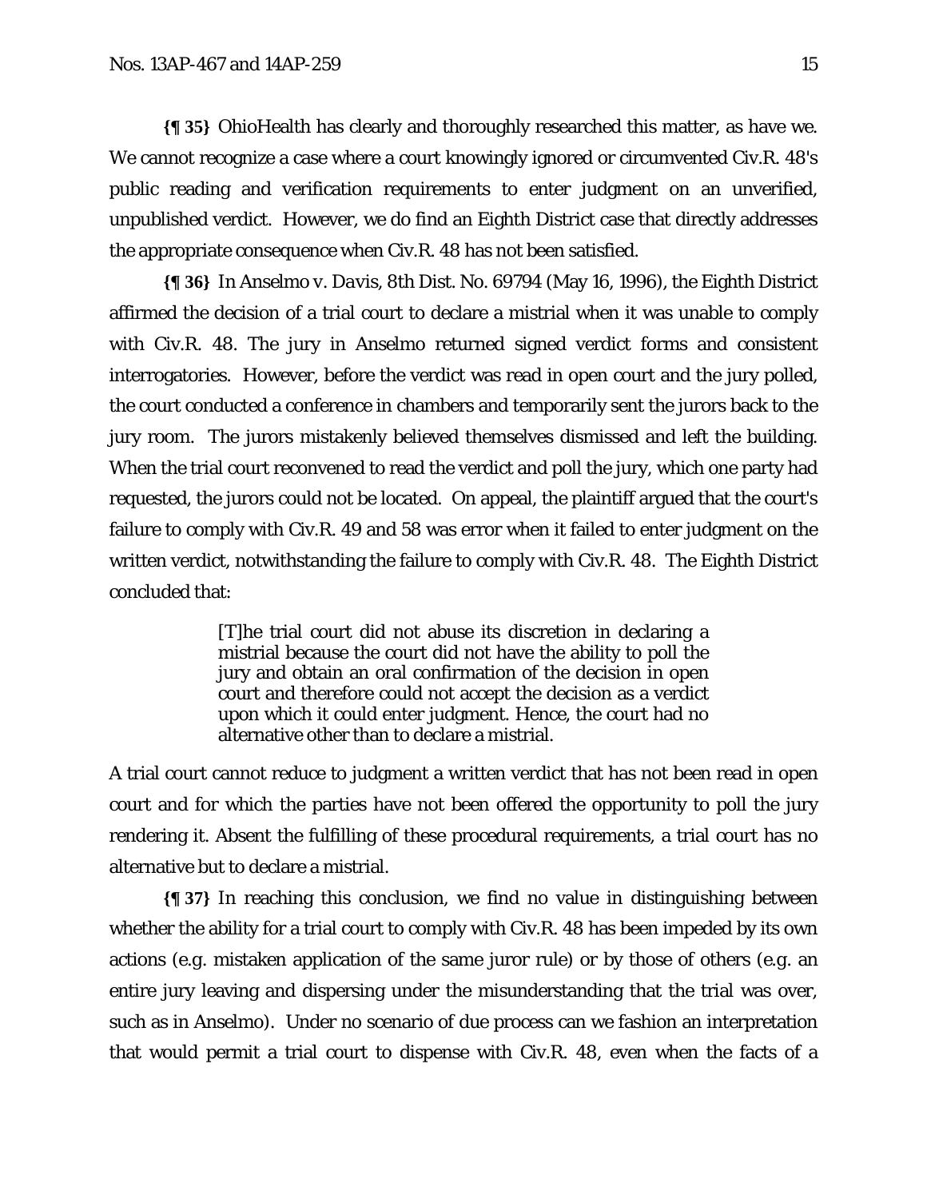**{¶ 35}** OhioHealth has clearly and thoroughly researched this matter, as have we. We cannot recognize a case where a court knowingly ignored or circumvented Civ.R. 48's public reading and verification requirements to enter judgment on an unverified, unpublished verdict. However, we do find an Eighth District case that directly addresses the appropriate consequence when Civ.R. 48 has not been satisfied.

**{¶ 36}** In *Anselmo v. Davis*, 8th Dist. No. 69794 (May 16, 1996), the Eighth District affirmed the decision of a trial court to declare a mistrial when it was unable to comply with Civ.R. 48. The jury in *Anselmo* returned signed verdict forms and consistent interrogatories. However, before the verdict was read in open court and the jury polled, the court conducted a conference in chambers and temporarily sent the jurors back to the jury room. The jurors mistakenly believed themselves dismissed and left the building. When the trial court reconvened to read the verdict and poll the jury, which one party had requested, the jurors could not be located. On appeal, the plaintiff argued that the court's failure to comply with Civ.R. 49 and 58 was error when it failed to enter judgment on the written verdict, notwithstanding the failure to comply with Civ.R. 48. The Eighth District concluded that:

> [T]he trial court did not abuse its discretion in declaring a mistrial because the court did not have the ability to poll the jury and obtain an oral confirmation of the decision in open court and therefore could not accept the decision as a verdict upon which it could enter judgment. Hence, the court had no alternative other than to declare a mistrial.

A trial court cannot reduce to judgment a written verdict that has not been read in open court and for which the parties have not been offered the opportunity to poll the jury rendering it. Absent the fulfilling of these procedural requirements, a trial court has no alternative but to declare a mistrial.

**{¶ 37}** In reaching this conclusion, we find no value in distinguishing between whether the ability for a trial court to comply with Civ.R. 48 has been impeded by its own actions (e.g. mistaken application of the same juror rule) or by those of others (e.g. an entire jury leaving and dispersing under the misunderstanding that the trial was over, such as in *Anselmo*). Under no scenario of due process can we fashion an interpretation that would permit a trial court to dispense with Civ.R. 48, even when the facts of a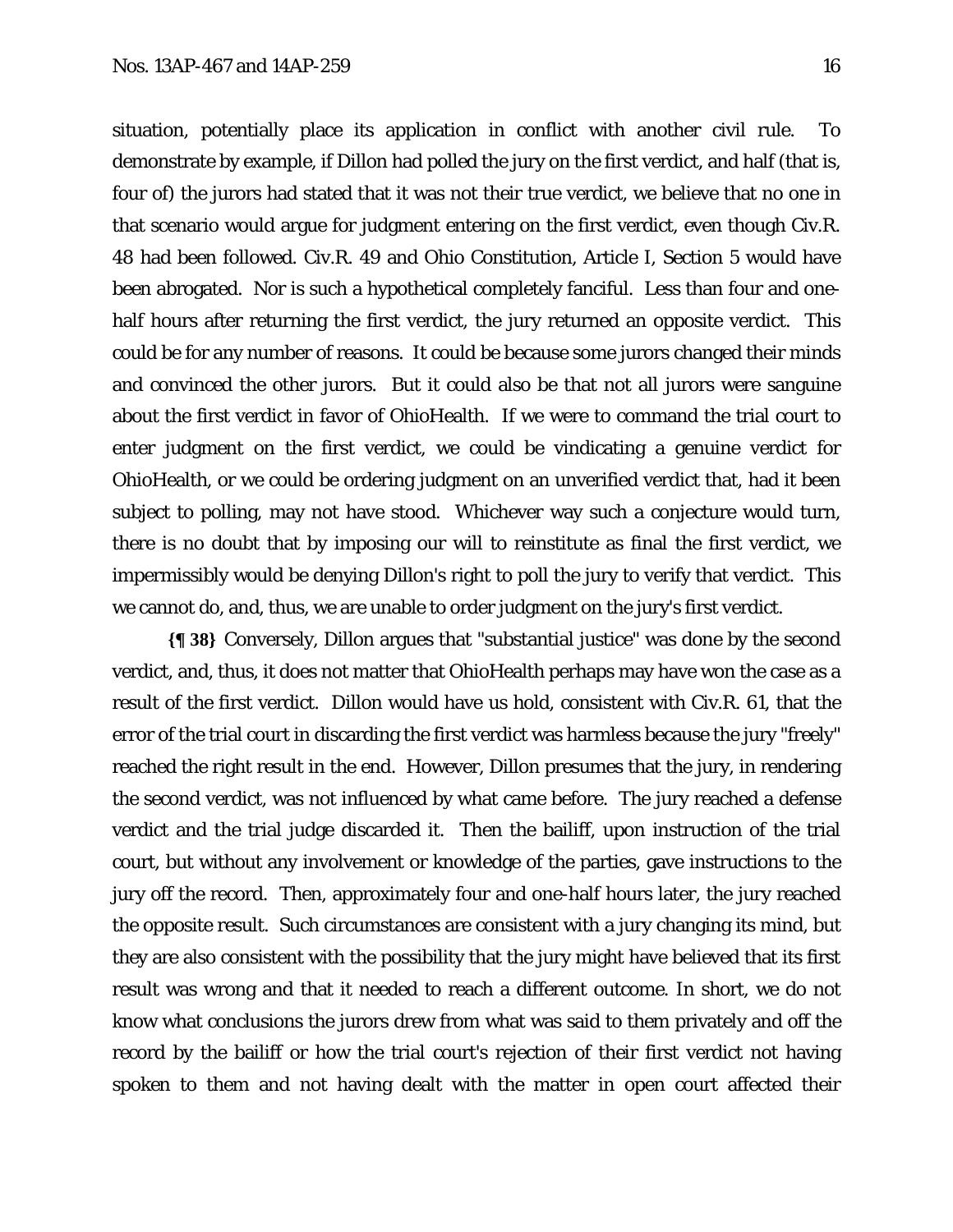situation, potentially place its application in conflict with another civil rule. To demonstrate by example, if Dillon had polled the jury on the first verdict, and half (that is, four of) the jurors had stated that it was not their true verdict, we believe that no one in that scenario would argue for judgment entering on the first verdict, even though Civ.R. 48 had been followed. Civ.R. 49 and Ohio Constitution, Article I, Section 5 would have been abrogated. Nor is such a hypothetical completely fanciful. Less than four and one-half hours after returning the first verdict, the jury returned an opposite verdict. This could be for any number of reasons. It could be because some jurors changed their minds and convinced the other jurors. But it could also be that not all jurors were sanguine about the first verdict in favor of OhioHealth. If we were to command the trial court to enter judgment on the first verdict, we could be vindicating a genuine verdict for OhioHealth, or we could be ordering judgment on an unverified verdict that, had it been subject to polling, may not have stood. Whichever way such a conjecture would turn, there is no doubt that by imposing our will to reinstitute as final the first verdict, we impermissibly would be denying Dillon's right to poll the jury to verify that verdict. This we cannot do, and, thus, we are unable to order judgment on the jury's first verdict.

**{¶ 38}** Conversely, Dillon argues that "substantial justice" was done by the second verdict, and, thus, it does not matter that OhioHealth perhaps may have won the case as a result of the first verdict. Dillon would have us hold, consistent with Civ.R. 61, that the error of the trial court in discarding the first verdict was harmless because the jury "freely" reached the right result in the end. However, Dillon presumes that the jury, in rendering the second verdict, was not influenced by what came before. The jury reached a defense verdict and the trial judge discarded it. Then the bailiff, upon instruction of the trial court, but without any involvement or knowledge of the parties, gave instructions to the jury off the record. Then, approximately four and one-half hours later, the jury reached the opposite result. Such circumstances are consistent with a jury changing its mind, but they are also consistent with the possibility that the jury might have believed that its first result was wrong and that it needed to reach a different outcome. In short, we do not know what conclusions the jurors drew from what was said to them privately and off the record by the bailiff or how the trial court's rejection of their first verdict not having spoken to them and not having dealt with the matter in open court affected their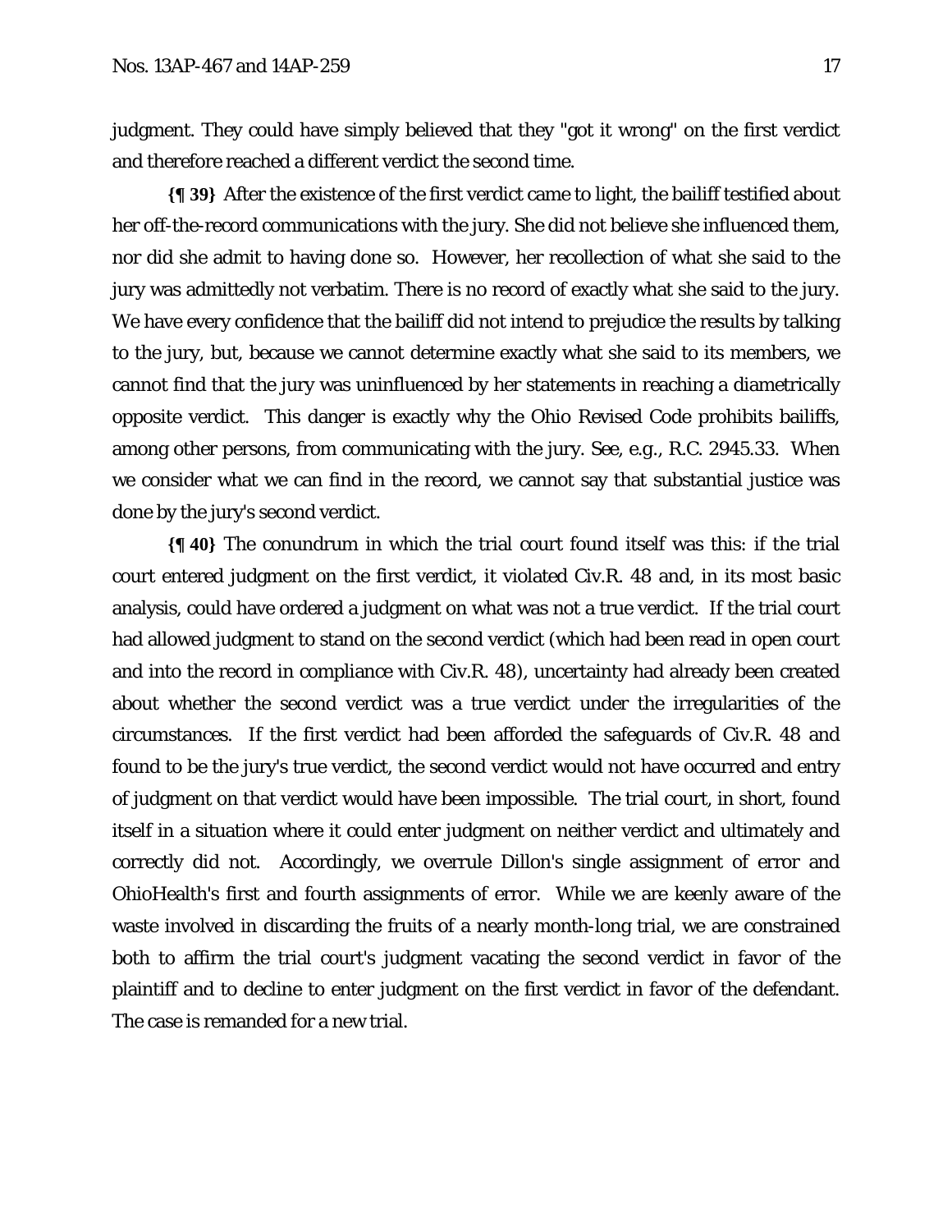judgment. They could have simply believed that they "got it wrong" on the first verdict and therefore reached a different verdict the second time.

**{¶ 39}** After the existence of the first verdict came to light, the bailiff testified about her off-the-record communications with the jury. She did not believe she influenced them, nor did she admit to having done so. However, her recollection of what she said to the jury was admittedly not verbatim. There is no record of exactly what she said to the jury. We have every confidence that the bailiff did not intend to prejudice the results by talking to the jury, but, because we cannot determine exactly what she said to its members, we cannot find that the jury was uninfluenced by her statements in reaching a diametrically opposite verdict. This danger is exactly why the Ohio Revised Code prohibits bailiffs, among other persons, from communicating with the jury. See, e.g., R.C. 2945.33. When we consider what we can find in the record, we cannot say that substantial justice was done by the jury's second verdict.

**{¶ 40}** The conundrum in which the trial court found itself was this: if the trial court entered judgment on the first verdict, it violated Civ.R. 48 and, in its most basic analysis, could have ordered a judgment on what was not a true verdict. If the trial court had allowed judgment to stand on the second verdict (which had been read in open court and into the record in compliance with Civ.R. 48), uncertainty had already been created about whether the second verdict was a true verdict under the irregularities of the circumstances. If the first verdict had been afforded the safeguards of Civ.R. 48 and found to be the jury's true verdict, the second verdict would not have occurred and entry of judgment on that verdict would have been impossible. The trial court, in short, found itself in a situation where it could enter judgment on neither verdict and ultimately and correctly did not. Accordingly, we overrule Dillon's single assignment of error and OhioHealth's first and fourth assignments of error. While we are keenly aware of the waste involved in discarding the fruits of a nearly month-long trial, we are constrained both to affirm the trial court's judgment vacating the second verdict in favor of the plaintiff and to decline to enter judgment on the first verdict in favor of the defendant. The case is remanded for a new trial.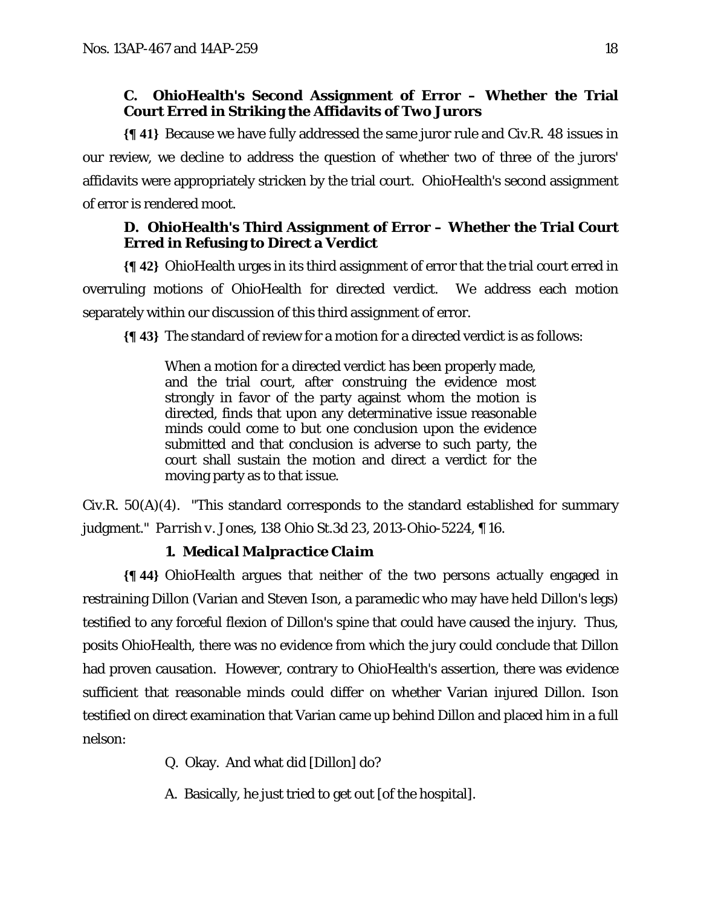### C. OhioHealth's Second Assignment of Error – Whether the Trial Court Erred in Striking the Affidavits of Two Jurors

**{¶ 41}** Because we have fully addressed the same juror rule and Civ.R. 48 issues in our review, we decline to address the question of whether two of three of the jurors' affidavits were appropriately stricken by the trial court. OhioHealth's second assignment of error is rendered moot.

### D. OhioHealth's Third Assignment of Error – Whether the Trial Court Erred in Refusing to Direct a Verdict

**{¶ 42}** OhioHealth urges in its third assignment of error that the trial court erred in overruling motions of OhioHealth for directed verdict. We address each motion separately within our discussion of this third assignment of error.

**{¶ 43}** The standard of review for a motion for a directed verdict is as follows:

> When a motion for a directed verdict has been properly made, and the trial court, after construing the evidence most strongly in favor of the party against whom the motion is directed, finds that upon any determinative issue reasonable minds could come to but one conclusion upon the evidence submitted and that conclusion is adverse to such party, the court shall sustain the motion and direct a verdict for the moving party as to that issue.

Civ.R. 50(A)(4). "This standard corresponds to the standard established for summary judgment." *Parrish v. Jones*, 138 Ohio St.3d 23, 2013-Ohio-5224, ¶ 16.

#### *1. Medical Malpractice Claim*

**{¶ 44}** OhioHealth argues that neither of the two persons actually engaged in restraining Dillon (Varian and Steven Ison, a paramedic who may have held Dillon's legs) testified to any forceful flexion of Dillon's spine that could have caused the injury. Thus, posits OhioHealth, there was no evidence from which the jury could conclude that Dillon had proven causation. However, contrary to OhioHealth's assertion, there was evidence sufficient that reasonable minds could differ on whether Varian injured Dillon. Ison testified on direct examination that Varian came up behind Dillon and placed him in a full nelson:

> Q. Okay. And what did [Dillon] do?
>
> A. Basically, he just tried to get out [of the hospital].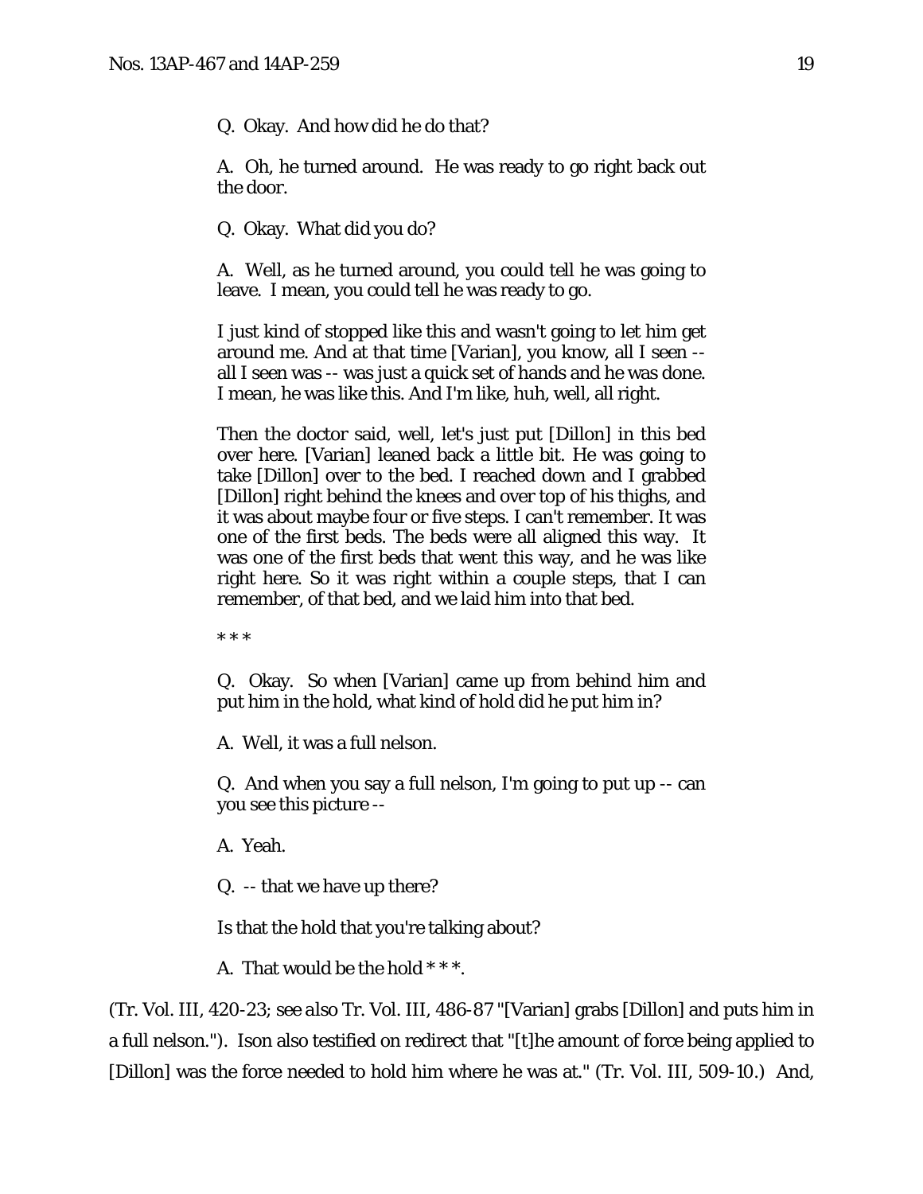> Q. Okay. And how did he do that?
>
> A. Oh, he turned around. He was ready to go right back out the door.
>
> Q. Okay. What did you do?
>
> A. Well, as he turned around, you could tell he was going to leave. I mean, you could tell he was ready to go.
>
> I just kind of stopped like this and wasn't going to let him get around me. And at that time [Varian], you know, all I seen -- all I seen was -- was just a quick set of hands and he was done. I mean, he was like this. And I'm like, huh, well, all right.
>
> Then the doctor said, well, let's just put [Dillon] in this bed over here. [Varian] leaned back a little bit. He was going to take [Dillon] over to the bed. I reached down and I grabbed [Dillon] right behind the knees and over top of his thighs, and it was about maybe four or five steps. I can't remember. It was one of the first beds. The beds were all aligned this way. It was one of the first beds that went this way, and he was like right here. So it was right within a couple steps, that I can remember, of that bed, and we laid him into that bed.
>
> * * *
>
> Q. Okay. So when [Varian] came up from behind him and put him in the hold, what kind of hold did he put him in?
>
> A. Well, it was a full nelson.
>
> Q. And when you say a full nelson, I'm going to put up -- can you see this picture --
>
> A. Yeah.
>
> Q. -- that we have up there?
>
> Is that the hold that you're talking about?
>
> A. That would be the hold * * *.

(Tr. Vol. III, 420-23; see also Tr. Vol. III, 486-87 "[Varian] grabs [Dillon] and puts him in a full nelson."). Ison also testified on redirect that "[t]he amount of force being applied to [Dillon] was the force needed to hold him where he was at." (Tr. Vol. III, 509-10.) And,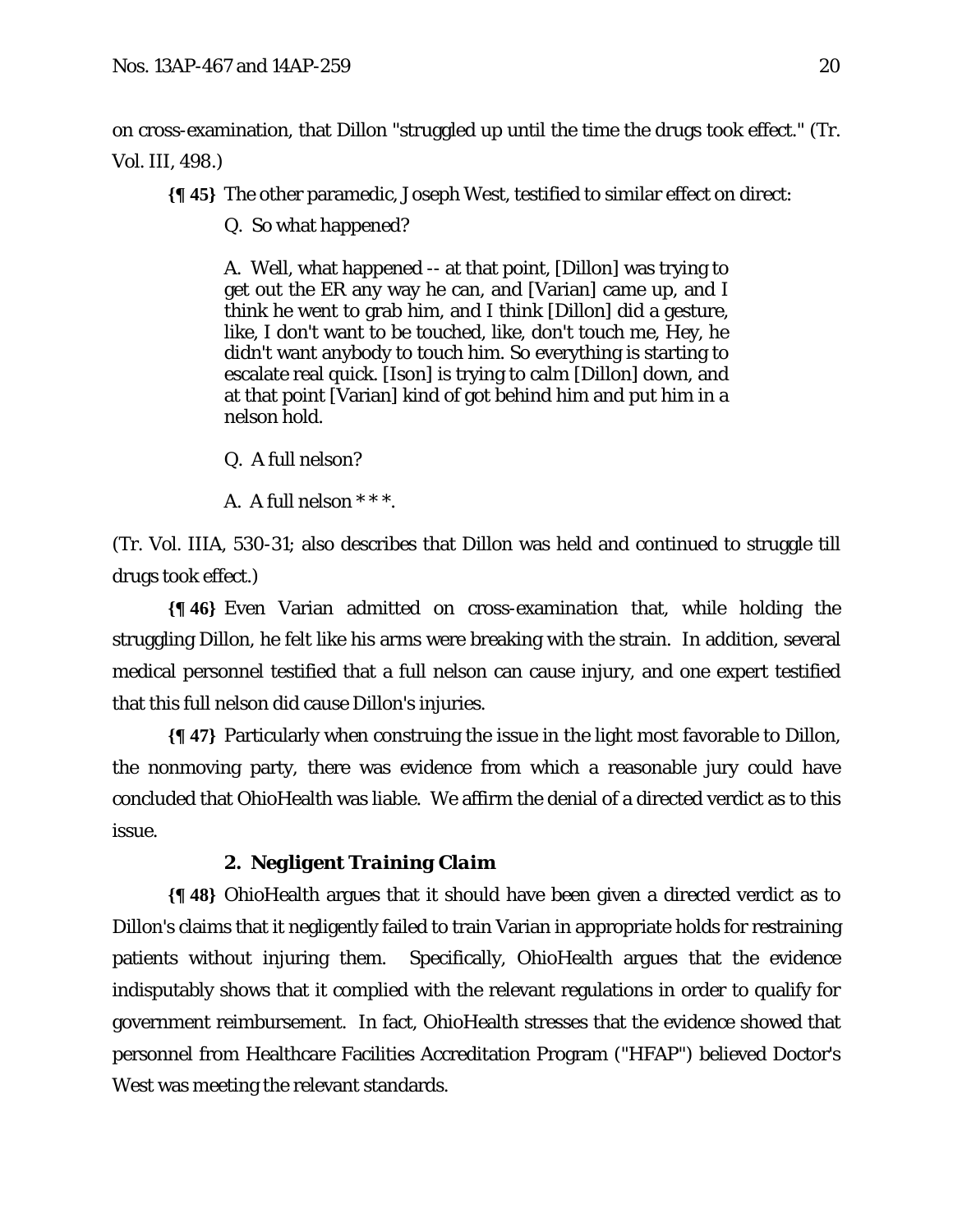on cross-examination, that Dillon "struggled up until the time the drugs took effect." (Tr. Vol. III, 498.)

**{¶ 45}** The other paramedic, Joseph West, testified to similar effect on direct:

> Q. So what happened?
>
> A. Well, what happened -- at that point, [Dillon] was trying to get out the ER any way he can, and [Varian] came up, and I think he went to grab him, and I think [Dillon] did a gesture, like, I don't want to be touched, like, don't touch me, Hey, he didn't want anybody to touch him. So everything is starting to escalate real quick. [Ison] is trying to calm [Dillon] down, and at that point [Varian] kind of got behind him and put him in a nelson hold.
>
> Q. A full nelson?
>
> A. A full nelson * * *.

(Tr. Vol. IIIA, 530-31; also describes that Dillon was held and continued to struggle till drugs took effect.)

**{¶ 46}** Even Varian admitted on cross-examination that, while holding the struggling Dillon, he felt like his arms were breaking with the strain. In addition, several medical personnel testified that a full nelson can cause injury, and one expert testified that this full nelson did cause Dillon's injuries.

**{¶ 47}** Particularly when construing the issue in the light most favorable to Dillon, the nonmoving party, there was evidence from which a reasonable jury could have concluded that OhioHealth was liable. We affirm the denial of a directed verdict as to this issue.

### *2. Negligent Training Claim*

**{¶ 48}** OhioHealth argues that it should have been given a directed verdict as to Dillon's claims that it negligently failed to train Varian in appropriate holds for restraining patients without injuring them. Specifically, OhioHealth argues that the evidence indisputably shows that it complied with the relevant regulations in order to qualify for government reimbursement. In fact, OhioHealth stresses that the evidence showed that personnel from Healthcare Facilities Accreditation Program ("HFAP") believed Doctor's West was meeting the relevant standards.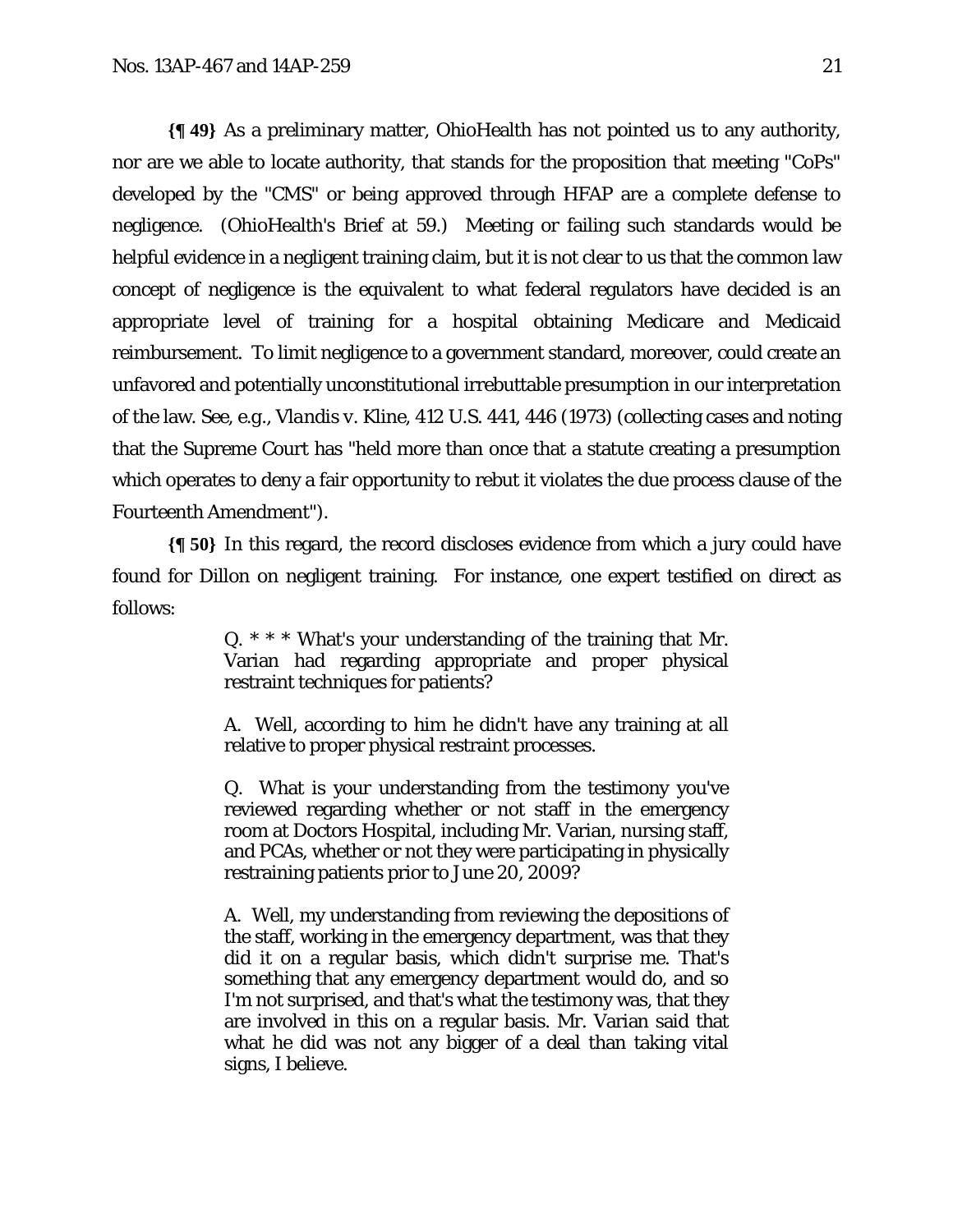**{¶ 49}** As a preliminary matter, OhioHealth has not pointed us to any authority, nor are we able to locate authority, that stands for the proposition that meeting "CoPs" developed by the "CMS" or being approved through HFAP are a complete defense to negligence. (OhioHealth's Brief at 59.) Meeting or failing such standards would be helpful evidence in a negligent training claim, but it is not clear to us that the common law concept of negligence is the equivalent to what federal regulators have decided is an appropriate level of training for a hospital obtaining Medicare and Medicaid reimbursement. To limit negligence to a government standard, moreover, could create an unfavored and potentially unconstitutional irrebuttable presumption in our interpretation of the law. See, e.g., *Vlandis v. Kline*, 412 U.S. 441, 446 (1973) (collecting cases and noting that the Supreme Court has "held more than once that a statute creating a presumption which operates to deny a fair opportunity to rebut it violates the due process clause of the Fourteenth Amendment").

**{¶ 50}** In this regard, the record discloses evidence from which a jury could have found for Dillon on negligent training. For instance, one expert testified on direct as follows:

> Q. * * * What's your understanding of the training that Mr. Varian had regarding appropriate and proper physical restraint techniques for patients?
>
> A. Well, according to him he didn't have any training at all relative to proper physical restraint processes.
>
> Q. What is your understanding from the testimony you've reviewed regarding whether or not staff in the emergency room at Doctors Hospital, including Mr. Varian, nursing staff, and PCAs, whether or not they were participating in physically restraining patients prior to June 20, 2009?
>
> A. Well, my understanding from reviewing the depositions of the staff, working in the emergency department, was that they did it on a regular basis, which didn't surprise me. That's something that any emergency department would do, and so I'm not surprised, and that's what the testimony was, that they are involved in this on a regular basis. Mr. Varian said that what he did was not any bigger of a deal than taking vital signs, I believe.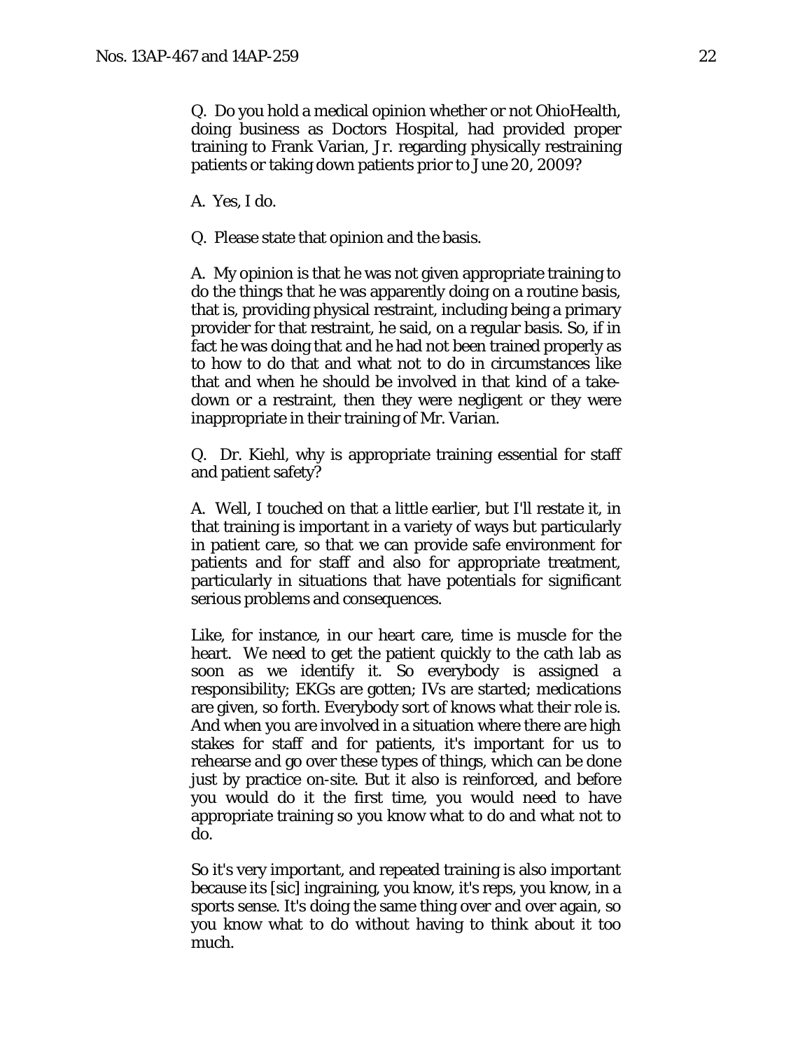Q. Do you hold a medical opinion whether or not OhioHealth, doing business as Doctors Hospital, had provided proper training to Frank Varian, Jr. regarding physically restraining patients or taking down patients prior to June 20, 2009?

A. Yes, I do.

Q. Please state that opinion and the basis.

A. My opinion is that he was not given appropriate training to do the things that he was apparently doing on a routine basis, that is, providing physical restraint, including being a primary provider for that restraint, he said, on a regular basis. So, if in fact he was doing that and he had not been trained properly as to how to do that and what not to do in circumstances like that and when he should be involved in that kind of a take-down or a restraint, then they were negligent or they were inappropriate in their training of Mr. Varian.

Q. Dr. Kiehl, why is appropriate training essential for staff and patient safety?

A. Well, I touched on that a little earlier, but I'll restate it, in that training is important in a variety of ways but particularly in patient care, so that we can provide safe environment for patients and for staff and also for appropriate treatment, particularly in situations that have potentials for significant serious problems and consequences.

Like, for instance, in our heart care, time is muscle for the heart. We need to get the patient quickly to the cath lab as soon as we identify it. So everybody is assigned a responsibility; EKGs are gotten; IVs are started; medications are given, so forth. Everybody sort of knows what their role is. And when you are involved in a situation where there are high stakes for staff and for patients, it's important for us to rehearse and go over these types of things, which can be done just by practice on-site. But it also is reinforced, and before you would do it the first time, you would need to have appropriate training so you know what to do and what not to do.

So it's very important, and repeated training is also important because its [sic] ingraining, you know, it's reps, you know, in a sports sense. It's doing the same thing over and over again, so you know what to do without having to think about it too much.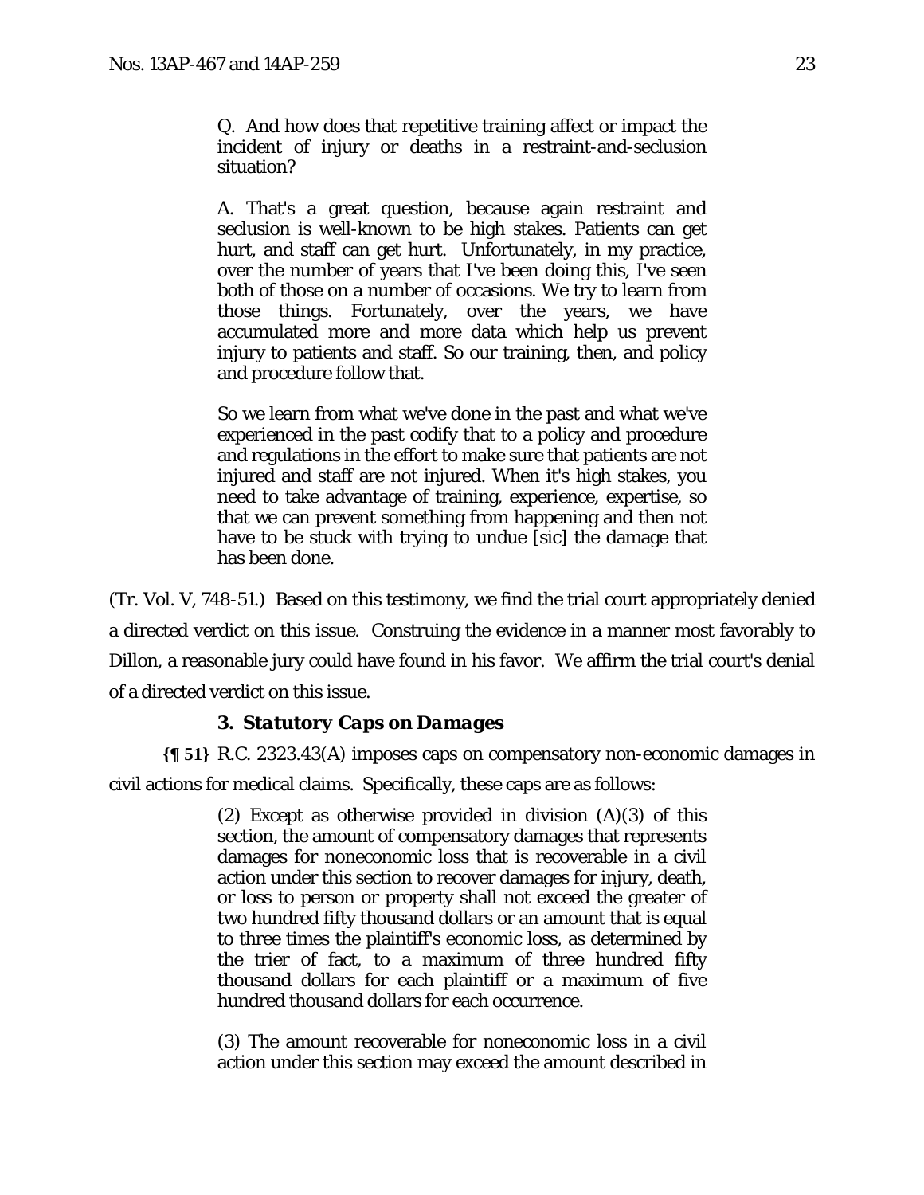> Q. And how does that repetitive training affect or impact the incident of injury or deaths in a restraint-and-seclusion situation?
>
> A. That's a great question, because again restraint and seclusion is well-known to be high stakes. Patients can get hurt, and staff can get hurt. Unfortunately, in my practice, over the number of years that I've been doing this, I've seen both of those on a number of occasions. We try to learn from those things. Fortunately, over the years, we have accumulated more and more data which help us prevent injury to patients and staff. So our training, then, and policy and procedure follow that.
>
> So we learn from what we've done in the past and what we've experienced in the past codify that to a policy and procedure and regulations in the effort to make sure that patients are not injured and staff are not injured. When it's high stakes, you need to take advantage of training, experience, expertise, so that we can prevent something from happening and then not have to be stuck with trying to undue [sic] the damage that has been done.

(Tr. Vol. V, 748-51.) Based on this testimony, we find the trial court appropriately denied a directed verdict on this issue. Construing the evidence in a manner most favorably to Dillon, a reasonable jury could have found in his favor. We affirm the trial court's denial of a directed verdict on this issue.

### 3. *Statutory Caps on Damages*

**{¶ 51}** R.C. 2323.43(A) imposes caps on compensatory non-economic damages in civil actions for medical claims. Specifically, these caps are as follows:

> (2) Except as otherwise provided in division (A)(3) of this section, the amount of compensatory damages that represents damages for noneconomic loss that is recoverable in a civil action under this section to recover damages for injury, death, or loss to person or property shall not exceed the greater of two hundred fifty thousand dollars or an amount that is equal to three times the plaintiff's economic loss, as determined by the trier of fact, to a maximum of three hundred fifty thousand dollars for each plaintiff or a maximum of five hundred thousand dollars for each occurrence.
>
> (3) The amount recoverable for noneconomic loss in a civil action under this section may exceed the amount described in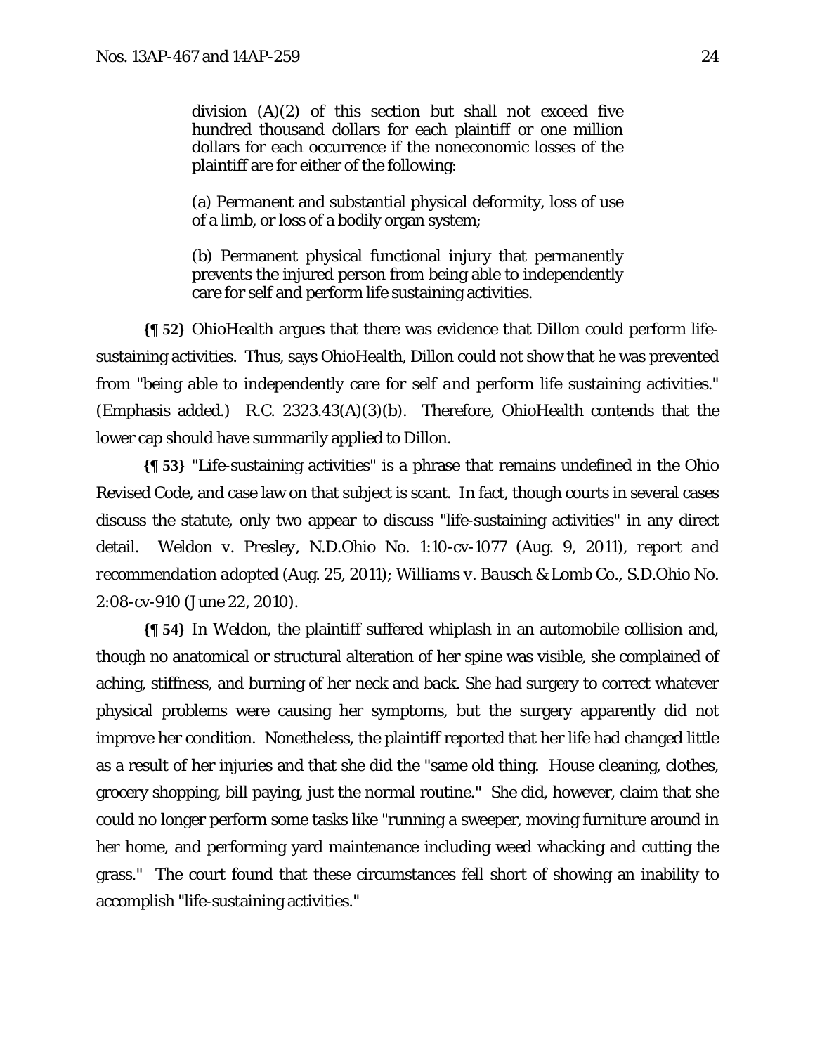> division (A)(2) of this section but shall not exceed five hundred thousand dollars for each plaintiff or one million dollars for each occurrence if the noneconomic losses of the plaintiff are for either of the following:
>
> (a) Permanent and substantial physical deformity, loss of use of a limb, or loss of a bodily organ system;
>
> (b) Permanent physical functional injury that permanently prevents the injured person from being able to independently care for self and perform life sustaining activities.

**{¶ 52}** OhioHealth argues that there was evidence that Dillon could perform life-sustaining activities. Thus, says OhioHealth, Dillon could not show that he was prevented from "being able to independently care for self *and* perform life sustaining activities." (Emphasis added.) R.C. 2323.43(A)(3)(b). Therefore, OhioHealth contends that the lower cap should have summarily applied to Dillon.

**{¶ 53}** "Life-sustaining activities" is a phrase that remains undefined in the Ohio Revised Code, and case law on that subject is scant. In fact, though courts in several cases discuss the statute, only two appear to discuss "life-sustaining activities" in any direct detail. *Weldon v. Presley*, N.D.Ohio No. 1:10-cv-1077 (Aug. 9, 2011), *report and recommendation adopted* (Aug. 25, 2011); *Williams v. Bausch & Lomb Co.*, S.D.Ohio No. 2:08-cv-910 (June 22, 2010).

**{¶ 54}** In *Weldon*, the plaintiff suffered whiplash in an automobile collision and, though no anatomical or structural alteration of her spine was visible, she complained of aching, stiffness, and burning of her neck and back. She had surgery to correct whatever physical problems were causing her symptoms, but the surgery apparently did not improve her condition. Nonetheless, the plaintiff reported that her life had changed little as a result of her injuries and that she did the "same old thing. House cleaning, clothes, grocery shopping, bill paying, just the normal routine." She did, however, claim that she could no longer perform some tasks like "running a sweeper, moving furniture around in her home, and performing yard maintenance including weed whacking and cutting the grass." The court found that these circumstances fell short of showing an inability to accomplish "life-sustaining activities."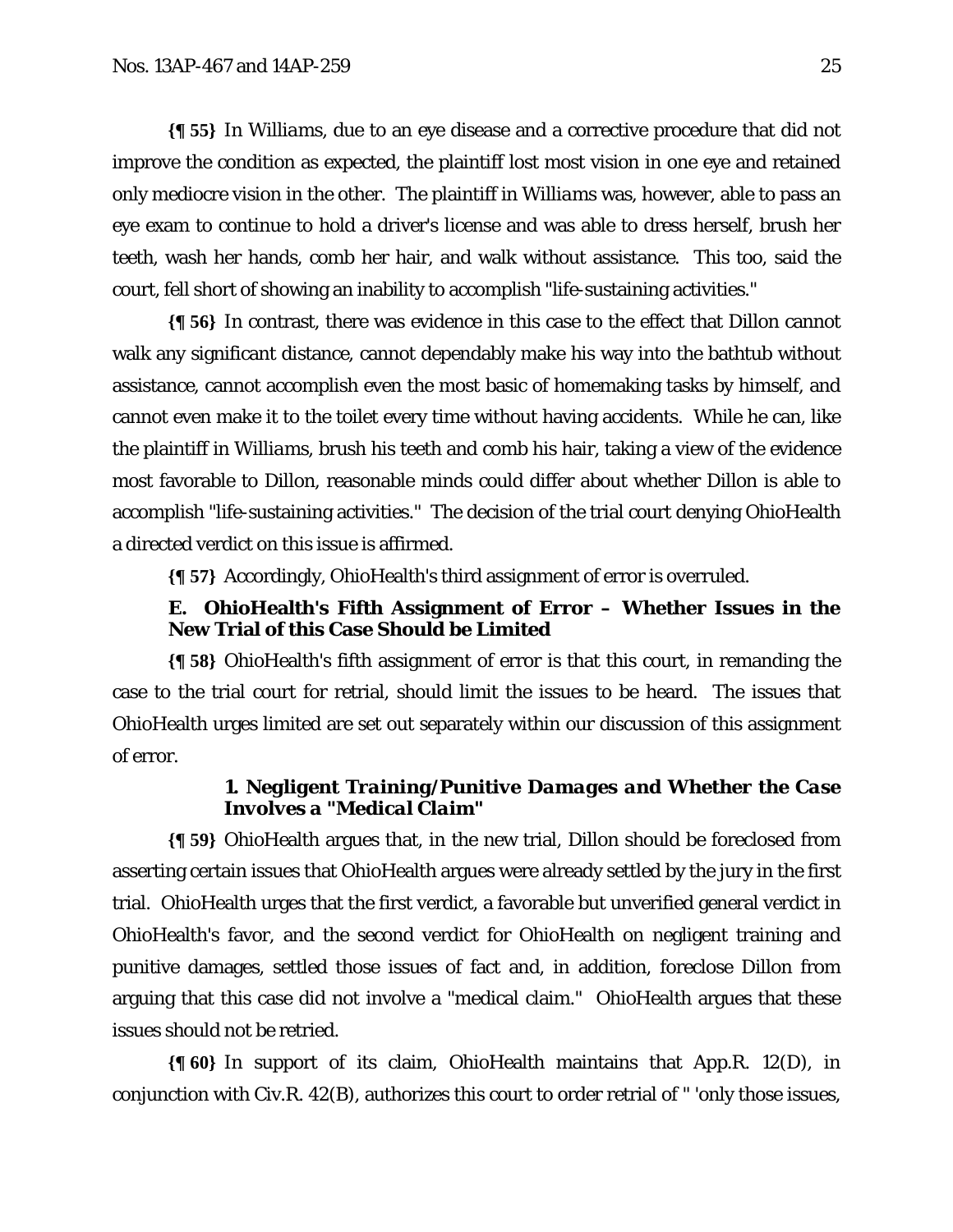**{¶ 55}** In *Williams*, due to an eye disease and a corrective procedure that did not improve the condition as expected, the plaintiff lost most vision in one eye and retained only mediocre vision in the other. The plaintiff in *Williams* was, however, able to pass an eye exam to continue to hold a driver's license and was able to dress herself, brush her teeth, wash her hands, comb her hair, and walk without assistance. This too, said the court, fell short of showing an inability to accomplish "life-sustaining activities."

**{¶ 56}** In contrast, there was evidence in this case to the effect that Dillon cannot walk any significant distance, cannot dependably make his way into the bathtub without assistance, cannot accomplish even the most basic of homemaking tasks by himself, and cannot even make it to the toilet every time without having accidents. While he can, like the plaintiff in *Williams*, brush his teeth and comb his hair, taking a view of the evidence most favorable to Dillon, reasonable minds could differ about whether Dillon is able to accomplish "life-sustaining activities." The decision of the trial court denying OhioHealth a directed verdict on this issue is affirmed.

**{¶ 57}** Accordingly, OhioHealth's third assignment of error is overruled.

### E. OhioHealth's Fifth Assignment of Error – Whether Issues in the New Trial of this Case Should be Limited

**{¶ 58}** OhioHealth's fifth assignment of error is that this court, in remanding the case to the trial court for retrial, should limit the issues to be heard. The issues that OhioHealth urges limited are set out separately within our discussion of this assignment of error.

#### *1. Negligent Training/Punitive Damages and Whether the Case Involves a "Medical Claim"*

**{¶ 59}** OhioHealth argues that, in the new trial, Dillon should be foreclosed from asserting certain issues that OhioHealth argues were already settled by the jury in the first trial. OhioHealth urges that the first verdict, a favorable but unverified general verdict in OhioHealth's favor, and the second verdict for OhioHealth on negligent training and punitive damages, settled those issues of fact and, in addition, foreclose Dillon from arguing that this case did not involve a "medical claim." OhioHealth argues that these issues should not be retried.

**{¶ 60}** In support of its claim, OhioHealth maintains that App.R. 12(D), in conjunction with Civ.R. 42(B), authorizes this court to order retrial of " 'only those issues,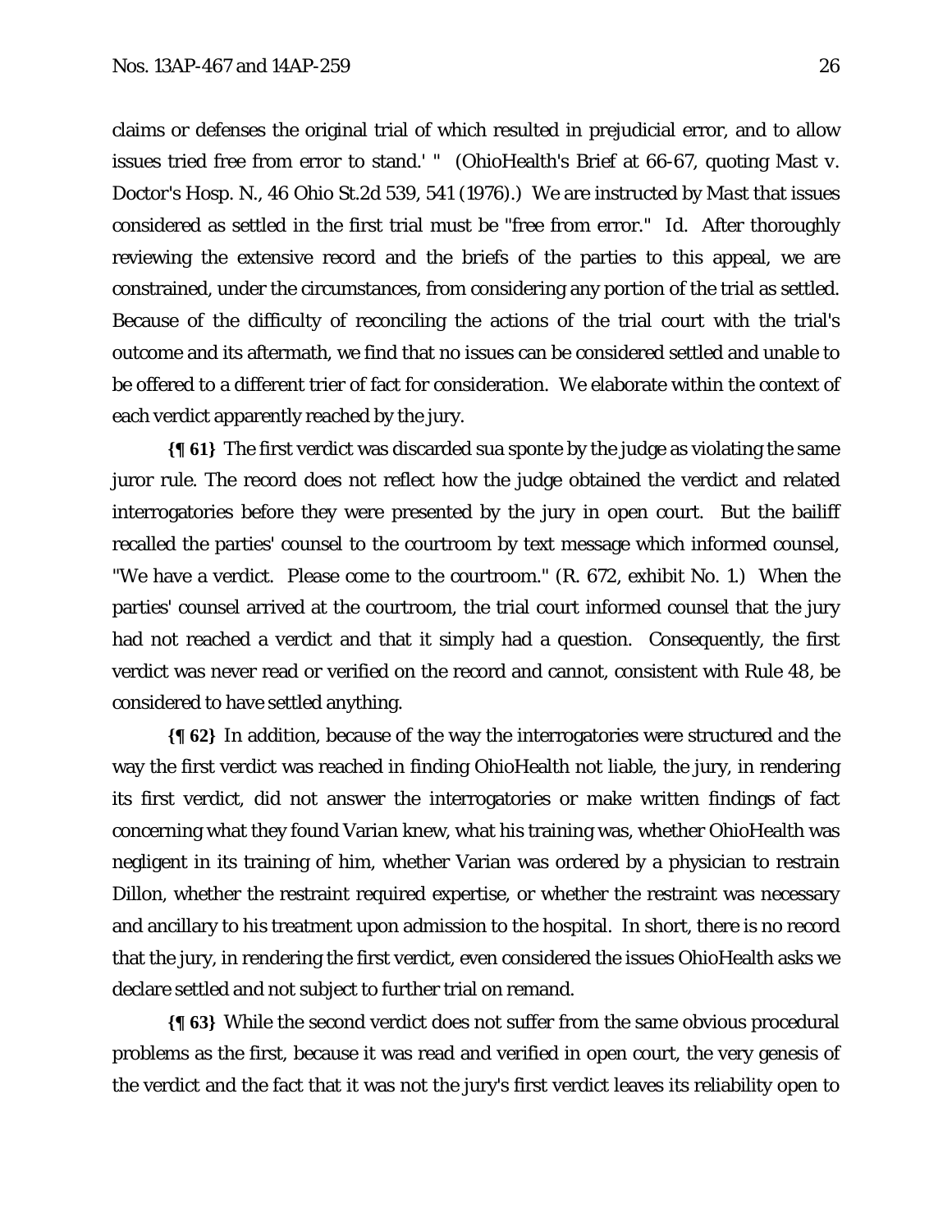claims or defenses the original trial of which resulted in prejudicial error, and to allow issues tried free from error to stand.' " (OhioHealth's Brief at 66-67, quoting *Mast v. Doctor's Hosp. N.*, 46 Ohio St.2d 539, 541 (1976).) We are instructed by *Mast* that issues considered as settled in the first trial must be "free from error." *Id.* After thoroughly reviewing the extensive record and the briefs of the parties to this appeal, we are constrained, under the circumstances, from considering any portion of the trial as settled. Because of the difficulty of reconciling the actions of the trial court with the trial's outcome and its aftermath, we find that no issues can be considered settled and unable to be offered to a different trier of fact for consideration. We elaborate within the context of each verdict apparently reached by the jury.

**{¶ 61}** The first verdict was discarded sua sponte by the judge as violating the same juror rule. The record does not reflect how the judge obtained the verdict and related interrogatories before they were presented by the jury in open court. But the bailiff recalled the parties' counsel to the courtroom by text message which informed counsel, "We have a verdict. Please come to the courtroom." (R. 672, exhibit No. 1.) When the parties' counsel arrived at the courtroom, the trial court informed counsel that the jury had not reached a verdict and that it simply had a question. Consequently, the first verdict was never read or verified on the record and cannot, consistent with Rule 48, be considered to have settled anything.

**{¶ 62}** In addition, because of the way the interrogatories were structured and the way the first verdict was reached in finding OhioHealth not liable, the jury, in rendering its first verdict, did not answer the interrogatories or make written findings of fact concerning what they found Varian knew, what his training was, whether OhioHealth was negligent in its training of him, whether Varian was ordered by a physician to restrain Dillon, whether the restraint required expertise, or whether the restraint was necessary and ancillary to his treatment upon admission to the hospital. In short, there is no record that the jury, in rendering the first verdict, even considered the issues OhioHealth asks we declare settled and not subject to further trial on remand.

**{¶ 63}** While the second verdict does not suffer from the same obvious procedural problems as the first, because it was read and verified in open court, the very genesis of the verdict and the fact that it was not the jury's first verdict leaves its reliability open to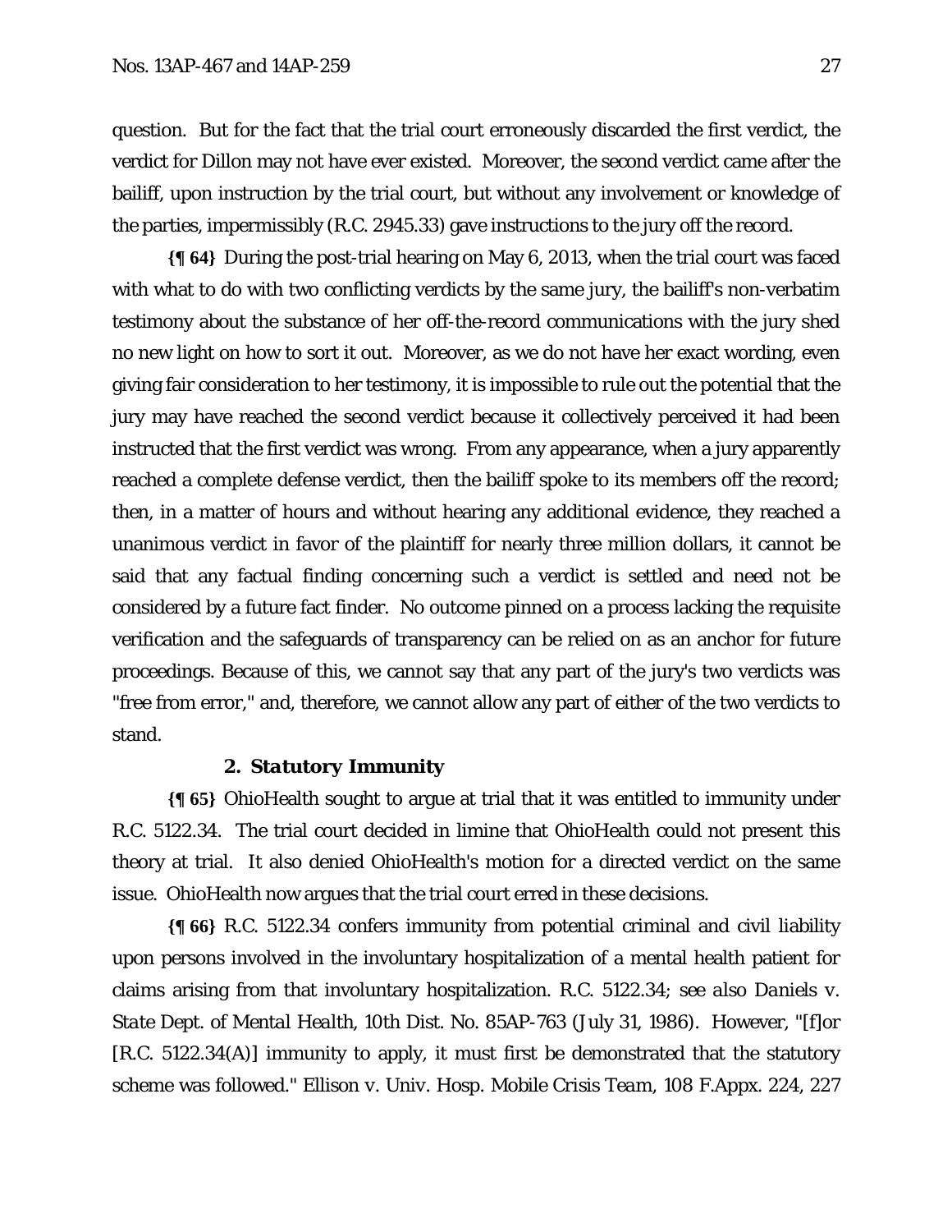question. But for the fact that the trial court erroneously discarded the first verdict, the verdict for Dillon may not have ever existed. Moreover, the second verdict came after the bailiff, upon instruction by the trial court, but without any involvement or knowledge of the parties, impermissibly (R.C. 2945.33) gave instructions to the jury off the record.

**{¶ 64}** During the post-trial hearing on May 6, 2013, when the trial court was faced with what to do with two conflicting verdicts by the same jury, the bailiff's non-verbatim testimony about the substance of her off-the-record communications with the jury shed no new light on how to sort it out. Moreover, as we do not have her exact wording, even giving fair consideration to her testimony, it is impossible to rule out the potential that the jury may have reached the second verdict because it collectively perceived it had been instructed that the first verdict was wrong. From any appearance, when a jury apparently reached a complete defense verdict, then the bailiff spoke to its members off the record; then, in a matter of hours and without hearing any additional evidence, they reached a unanimous verdict in favor of the plaintiff for nearly three million dollars, it cannot be said that any factual finding concerning such a verdict is settled and need not be considered by a future fact finder. No outcome pinned on a process lacking the requisite verification and the safeguards of transparency can be relied on as an anchor for future proceedings. Because of this, we cannot say that any part of the jury's two verdicts was "free from error," and, therefore, we cannot allow any part of either of the two verdicts to stand.

### 2. Statutory Immunity

**{¶ 65}** OhioHealth sought to argue at trial that it was entitled to immunity under R.C. 5122.34. The trial court decided in limine that OhioHealth could not present this theory at trial. It also denied OhioHealth's motion for a directed verdict on the same issue. OhioHealth now argues that the trial court erred in these decisions.

**{¶ 66}** R.C. 5122.34 confers immunity from potential criminal and civil liability upon persons involved in the involuntary hospitalization of a mental health patient for claims arising from that involuntary hospitalization. R.C. 5122.34; *see also Daniels v. State Dept. of Mental Health*, 10th Dist. No. 85AP-763 (July 31, 1986). However, "[f]or [R.C. 5122.34(A)] immunity to apply, it must first be demonstrated that the statutory scheme was followed." *Ellison v. Univ. Hosp. Mobile Crisis Team*, 108 F.Appx. 224, 227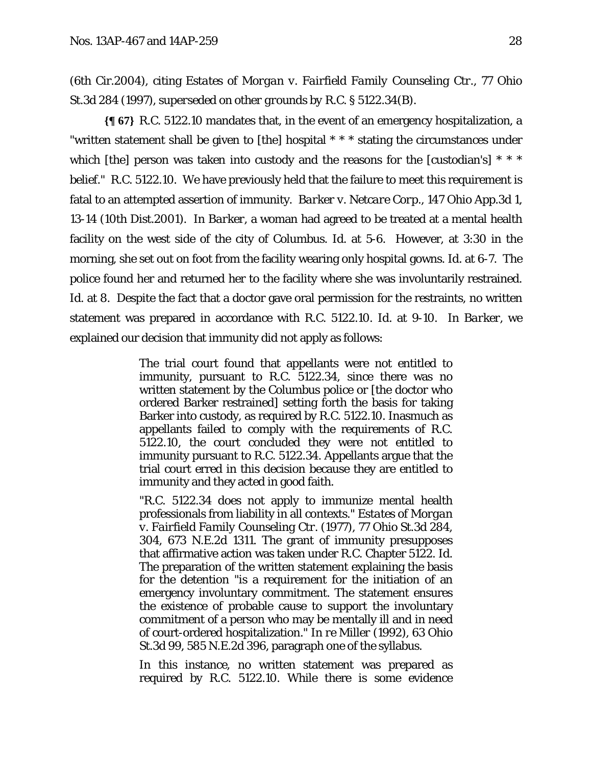(6th Cir.2004), citing *Estates of Morgan v. Fairfield Family Counseling Ctr.*, 77 Ohio St.3d 284 (1997), *superseded on other grounds by* R.C. § 5122.34(B).

**{¶ 67}** R.C. 5122.10 mandates that, in the event of an emergency hospitalization, a "written statement shall be given to [the] hospital * * * stating the circumstances under which [the] person was taken into custody and the reasons for the [custodian's] * * * belief." R.C. 5122.10. We have previously held that the failure to meet this requirement is fatal to an attempted assertion of immunity. *Barker v. Netcare Corp.*, 147 Ohio App.3d 1, 13-14 (10th Dist.2001). In *Barker*, a woman had agreed to be treated at a mental health facility on the west side of the city of Columbus. *Id.* at 5-6. However, at 3:30 in the morning, she set out on foot from the facility wearing only hospital gowns. *Id.* at 6-7. The police found her and returned her to the facility where she was involuntarily restrained. *Id.* at 8. Despite the fact that a doctor gave oral permission for the restraints, no written statement was prepared in accordance with R.C. 5122.10. *Id.* at 9-10. In *Barker*, we explained our decision that immunity did not apply as follows:

> The trial court found that appellants were not entitled to immunity, pursuant to R.C. 5122.34, since there was no written statement by the Columbus police or [the doctor who ordered Barker restrained] setting forth the basis for taking Barker into custody, as required by R.C. 5122.10. Inasmuch as appellants failed to comply with the requirements of R.C. 5122.10, the court concluded they were not entitled to immunity pursuant to R.C. 5122.34. Appellants argue that the trial court erred in this decision because they are entitled to immunity and they acted in good faith.
>
> "R.C. 5122.34 does not apply to immunize mental health professionals from liability in all contexts." *Estates of Morgan v. Fairfield Family Counseling Ctr.* (1977), 77 Ohio St.3d 284, 304, 673 N.E.2d 1311. The grant of immunity presupposes that affirmative action was taken under R.C. Chapter 5122. *Id.* The preparation of the written statement explaining the basis for the detention "is a requirement for the initiation of an emergency involuntary commitment. The statement ensures the existence of probable cause to support the involuntary commitment of a person who may be mentally ill and in need of court-ordered hospitalization." *In re Miller* (1992), 63 Ohio St.3d 99, 585 N.E.2d 396, paragraph one of the syllabus.
>
> In this instance, no written statement was prepared as required by R.C. 5122.10. While there is some evidence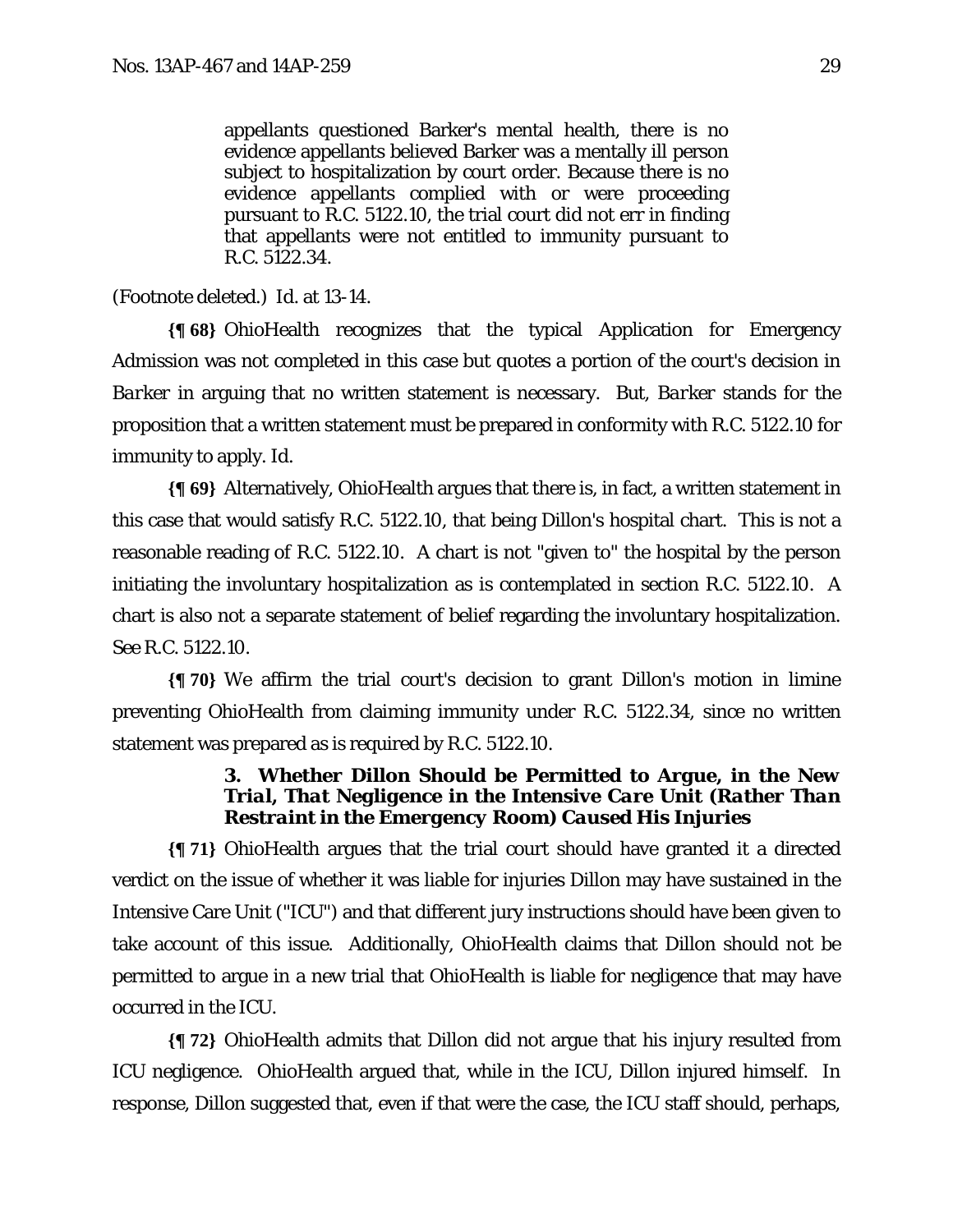> appellants questioned Barker's mental health, there is no evidence appellants believed Barker was a mentally ill person subject to hospitalization by court order. Because there is no evidence appellants complied with or were proceeding pursuant to R.C. 5122.10, the trial court did not err in finding that appellants were not entitled to immunity pursuant to R.C. 5122.34.

(Footnote deleted.) *Id.* at 13-14.

**{¶ 68}** OhioHealth recognizes that the typical Application for Emergency Admission was not completed in this case but quotes a portion of the court's decision in *Barker* in arguing that no written statement is necessary. But, *Barker* stands for the proposition that a written statement must be prepared in conformity with R.C. 5122.10 for immunity to apply. *Id.*

**{¶ 69}** Alternatively, OhioHealth argues that there is, in fact, a written statement in this case that would satisfy R.C. 5122.10, that being Dillon's hospital chart. This is not a reasonable reading of R.C. 5122.10. A chart is not "given to" the hospital by the person initiating the involuntary hospitalization as is contemplated in section R.C. 5122.10. A chart is also not a separate statement of belief regarding the involuntary hospitalization. *See* R.C. 5122.10.

**{¶ 70}** We affirm the trial court's decision to grant Dillon's motion in limine preventing OhioHealth from claiming immunity under R.C. 5122.34, since no written statement was prepared as is required by R.C. 5122.10.

### 3. Whether Dillon Should be Permitted to Argue, in the New Trial, That Negligence in the Intensive Care Unit (Rather Than Restraint in the Emergency Room) Caused His Injuries

**{¶ 71}** OhioHealth argues that the trial court should have granted it a directed verdict on the issue of whether it was liable for injuries Dillon may have sustained in the Intensive Care Unit ("ICU") and that different jury instructions should have been given to take account of this issue. Additionally, OhioHealth claims that Dillon should not be permitted to argue in a new trial that OhioHealth is liable for negligence that may have occurred in the ICU.

**{¶ 72}** OhioHealth admits that Dillon did not argue that his injury resulted from ICU negligence. OhioHealth argued that, while in the ICU, Dillon injured himself. In response, Dillon suggested that, even if that were the case, the ICU staff should, perhaps,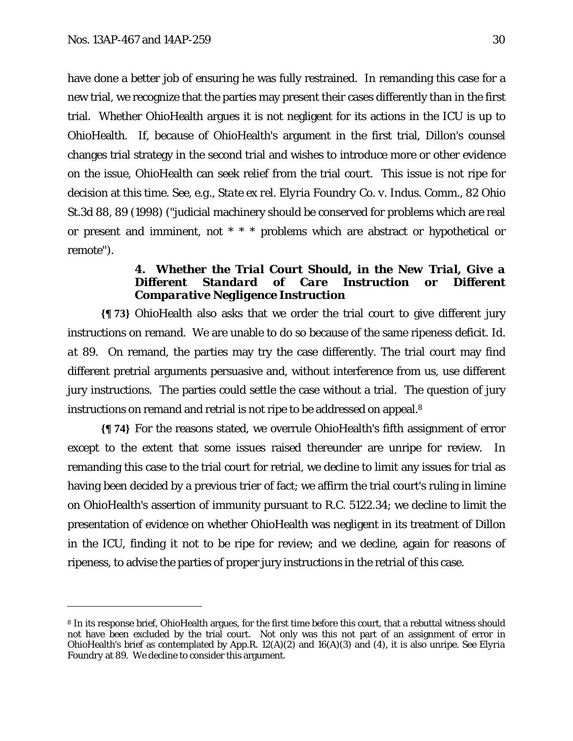have done a better job of ensuring he was fully restrained. In remanding this case for a new trial, we recognize that the parties may present their cases differently than in the first trial. Whether OhioHealth argues it is not negligent for its actions in the ICU is up to OhioHealth. If, because of OhioHealth's argument in the first trial, Dillon's counsel changes trial strategy in the second trial and wishes to introduce more or other evidence on the issue, OhioHealth can seek relief from the trial court. This issue is not ripe for decision at this time. See, e.g., *State ex rel. Elyria Foundry Co. v. Indus. Comm.*, 82 Ohio St.3d 88, 89 (1998) ("judicial machinery should be conserved for problems which are real or present and imminent, not * * * problems which are abstract or hypothetical or remote").

### 4. Whether the Trial Court Should, in the New Trial, Give a Different Standard of Care Instruction or Different Comparative Negligence Instruction

**{¶ 73}** OhioHealth also asks that we order the trial court to give different jury instructions on remand. We are unable to do so because of the same ripeness deficit. *Id.* at 89. On remand, the parties may try the case differently. The trial court may find different pretrial arguments persuasive and, without interference from us, use different jury instructions. The parties could settle the case without a trial. The question of jury instructions on remand and retrial is not ripe to be addressed on appeal.[8]

**{¶ 74}** For the reasons stated, we overrule OhioHealth's fifth assignment of error except to the extent that some issues raised thereunder are unripe for review. In remanding this case to the trial court for retrial, we decline to limit any issues for trial as having been decided by a previous trier of fact; we affirm the trial court's ruling in limine on OhioHealth's assertion of immunity pursuant to R.C. 5122.34; we decline to limit the presentation of evidence on whether OhioHealth was negligent in its treatment of Dillon in the ICU, finding it not to be ripe for review; and we decline, again for reasons of ripeness, to advise the parties of proper jury instructions in the retrial of this case.

---

[8] In its response brief, OhioHealth argues, for the first time before this court, that a rebuttal witness should not have been excluded by the trial court. Not only was this not part of an assignment of error in OhioHealth's brief as contemplated by App.R. 12(A)(2) and 16(A)(3) and (4), it is also unripe. See *Elyria Foundry* at 89. We decline to consider this argument.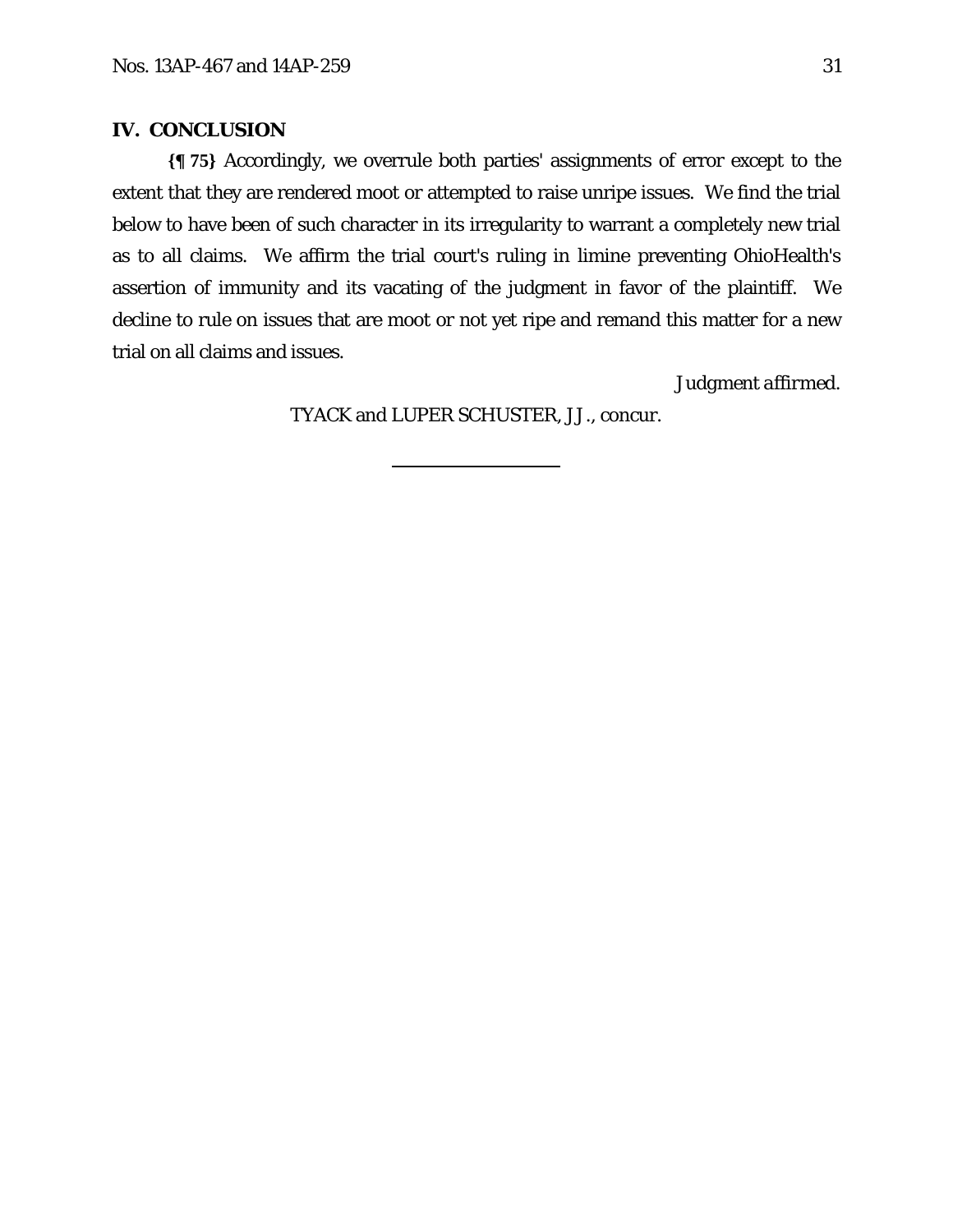## IV. CONCLUSION

**{¶ 75}** Accordingly, we overrule both parties' assignments of error except to the extent that they are rendered moot or attempted to raise unripe issues. We find the trial below to have been of such character in its irregularity to warrant a completely new trial as to all claims. We affirm the trial court's ruling in limine preventing OhioHealth's assertion of immunity and its vacating of the judgment in favor of the plaintiff. We decline to rule on issues that are moot or not yet ripe and remand this matter for a new trial on all claims and issues.

*Judgment affirmed.*

TYACK and LUPER SCHUSTER, JJ., concur.